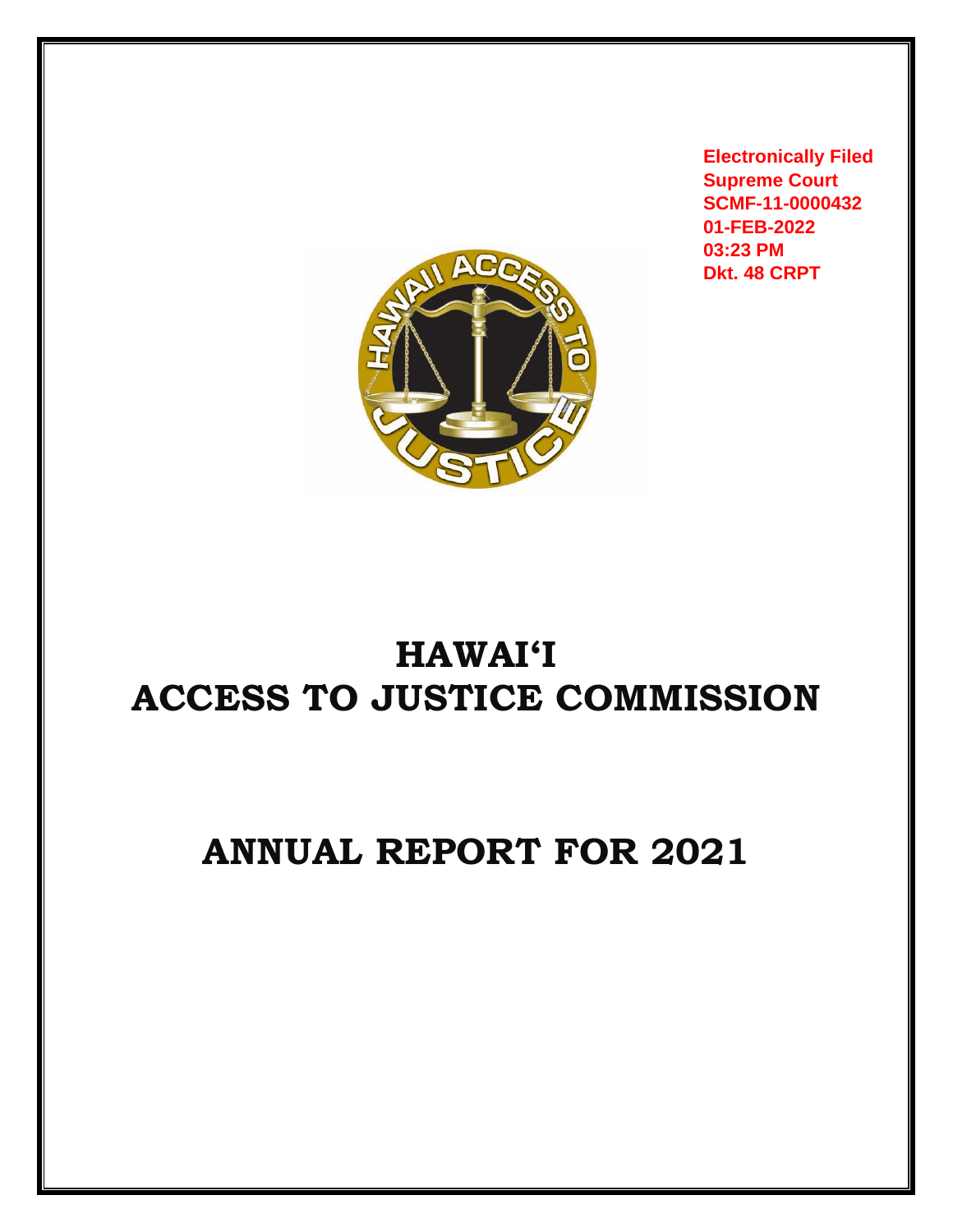Electronically Filed
Supreme Court
SCMF-11-0000432
01-FEB-2022
03:23 PM
Dkt. 48 CRPT

# HAWAI'I ACCESS TO JUSTICE COMMISSION

# ANNUAL REPORT FOR 2021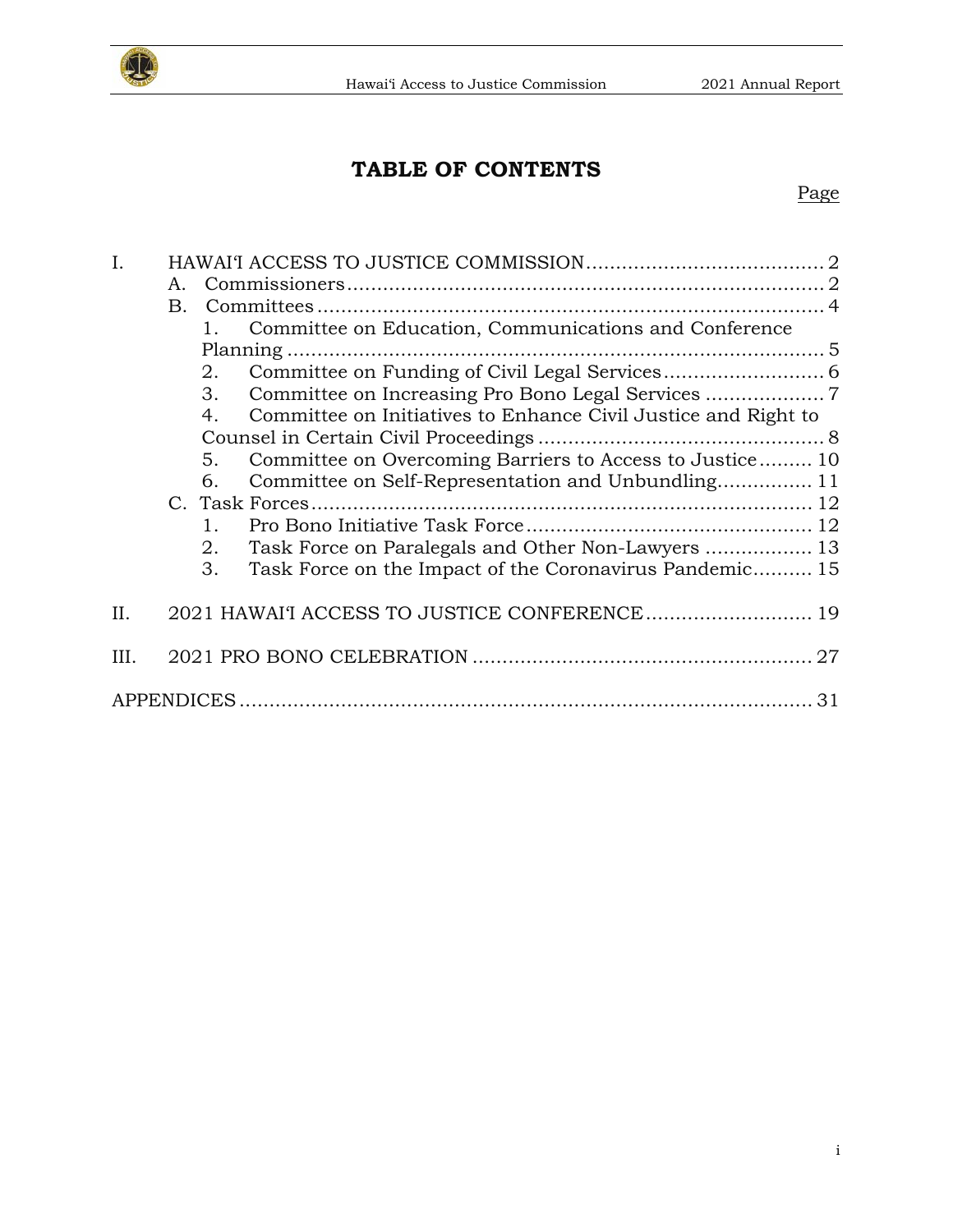# TABLE OF CONTENTS

Page

I. HAWAIʻI ACCESS TO JUSTICE COMMISSION ........................................ 2
   A. Commissioners ................................................................................ 2
   B. Committees ..................................................................................... 4
      1. Committee on Education, Communications and Conference Planning ........................................................................................... 5
      2. Committee on Funding of Civil Legal Services ........................... 6
      3. Committee on Increasing Pro Bono Legal Services .................... 7
      4. Committee on Initiatives to Enhance Civil Justice and Right to Counsel in Certain Civil Proceedings ................................................ 8
      5. Committee on Overcoming Barriers to Access to Justice ......... 10
      6. Committee on Self-Representation and Unbundling ................ 11
   C. Task Forces .................................................................................... 12
      1. Pro Bono Initiative Task Force ................................................ 12
      2. Task Force on Paralegals and Other Non-Lawyers .................. 13
      3. Task Force on the Impact of the Coronavirus Pandemic .......... 15

II. 2021 HAWAIʻI ACCESS TO JUSTICE CONFERENCE ............................ 19

III. 2021 PRO BONO CELEBRATION ......................................................... 27

APPENDICES ................................................................................................ 31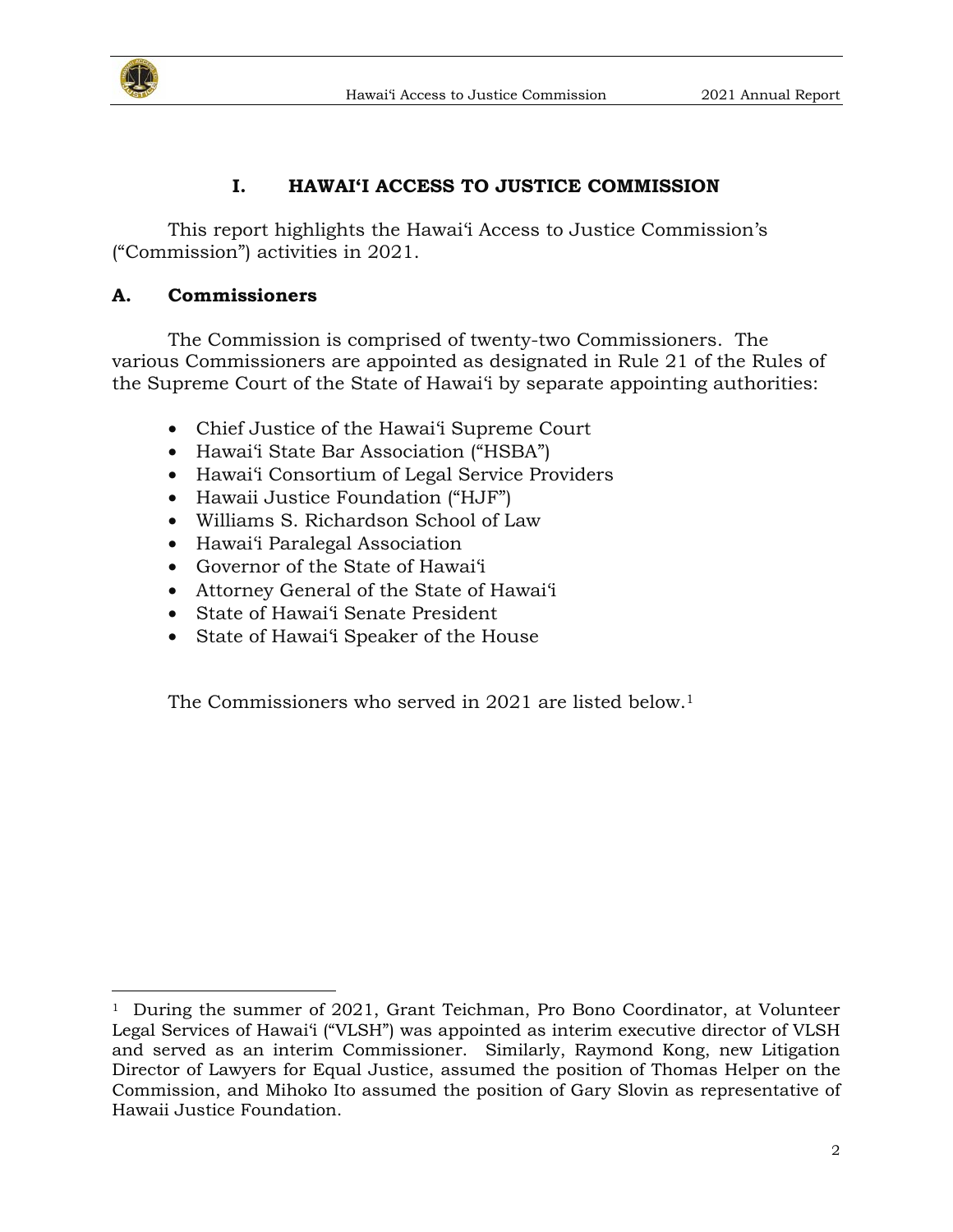# I. HAWAI'I ACCESS TO JUSTICE COMMISSION

This report highlights the Hawai'i Access to Justice Commission's ("Commission") activities in 2021.

## A. Commissioners

The Commission is comprised of twenty-two Commissioners. The various Commissioners are appointed as designated in Rule 21 of the Rules of the Supreme Court of the State of Hawai'i by separate appointing authorities:

- Chief Justice of the Hawai'i Supreme Court
- Hawai'i State Bar Association ("HSBA")
- Hawai'i Consortium of Legal Service Providers
- Hawaii Justice Foundation ("HJF")
- Williams S. Richardson School of Law
- Hawai'i Paralegal Association
- Governor of the State of Hawai'i
- Attorney General of the State of Hawai'i
- State of Hawai'i Senate President
- State of Hawai'i Speaker of the House

The Commissioners who served in 2021 are listed below.[1]

[1] During the summer of 2021, Grant Teichman, Pro Bono Coordinator, at Volunteer Legal Services of Hawai'i ("VLSH") was appointed as interim executive director of VLSH and served as an interim Commissioner. Similarly, Raymond Kong, new Litigation Director of Lawyers for Equal Justice, assumed the position of Thomas Helper on the Commission, and Mihoko Ito assumed the position of Gary Slovin as representative of Hawaii Justice Foundation.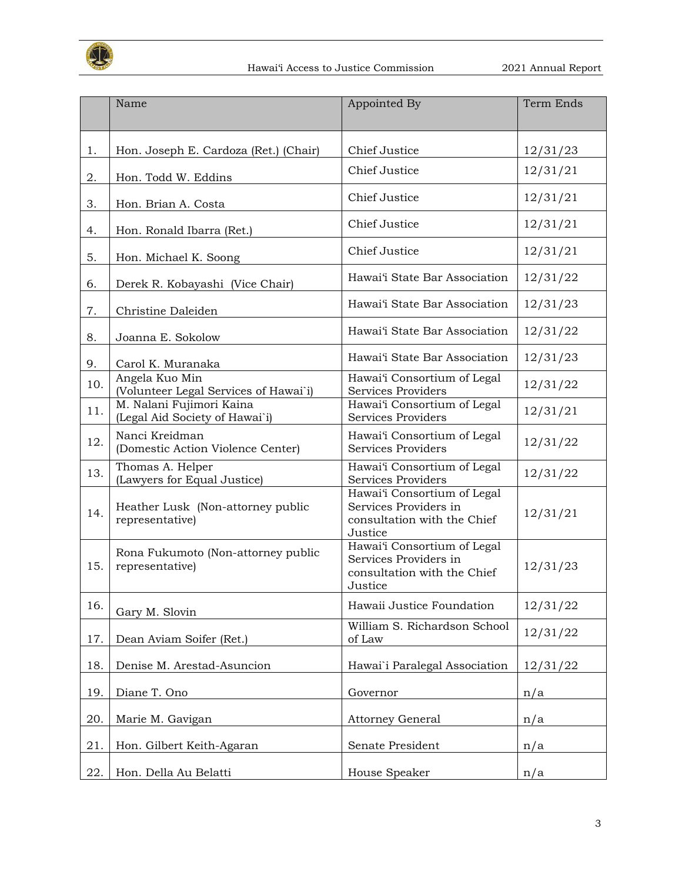| | Name | Appointed By | Term Ends |
|---|---|---|---|
| 1. | Hon. Joseph E. Cardoza (Ret.) (Chair) | Chief Justice | 12/31/23 |
| 2. | Hon. Todd W. Eddins | Chief Justice | 12/31/21 |
| 3. | Hon. Brian A. Costa | Chief Justice | 12/31/21 |
| 4. | Hon. Ronald Ibarra (Ret.) | Chief Justice | 12/31/21 |
| 5. | Hon. Michael K. Soong | Chief Justice | 12/31/21 |
| 6. | Derek R. Kobayashi (Vice Chair) | Hawaiʻi State Bar Association | 12/31/22 |
| 7. | Christine Daleiden | Hawaiʻi State Bar Association | 12/31/23 |
| 8. | Joanna E. Sokolow | Hawaiʻi State Bar Association | 12/31/22 |
| 9. | Carol K. Muranaka | Hawaiʻi State Bar Association | 12/31/23 |
| 10. | Angela Kuo Min (Volunteer Legal Services of Hawai`i) | Hawaiʻi Consortium of Legal Services Providers | 12/31/22 |
| 11. | M. Nalani Fujimori Kaina (Legal Aid Society of Hawai`i) | Hawaiʻi Consortium of Legal Services Providers | 12/31/21 |
| 12. | Nanci Kreidman (Domestic Action Violence Center) | Hawaiʻi Consortium of Legal Services Providers | 12/31/22 |
| 13. | Thomas A. Helper (Lawyers for Equal Justice) | Hawaiʻi Consortium of Legal Services Providers | 12/31/22 |
| 14. | Heather Lusk (Non-attorney public representative) | Hawaiʻi Consortium of Legal Services Providers in consultation with the Chief Justice | 12/31/21 |
| 15. | Rona Fukumoto (Non-attorney public representative) | Hawaiʻi Consortium of Legal Services Providers in consultation with the Chief Justice | 12/31/23 |
| 16. | Gary M. Slovin | Hawaii Justice Foundation | 12/31/22 |
| 17. | Dean Aviam Soifer (Ret.) | William S. Richardson School of Law | 12/31/22 |
| 18. | Denise M. Arestad-Asuncion | Hawai`i Paralegal Association | 12/31/22 |
| 19. | Diane T. Ono | Governor | n/a |
| 20. | Marie M. Gavigan | Attorney General | n/a |
| 21. | Hon. Gilbert Keith-Agaran | Senate President | n/a |
| 22. | Hon. Della Au Belatti | House Speaker | n/a |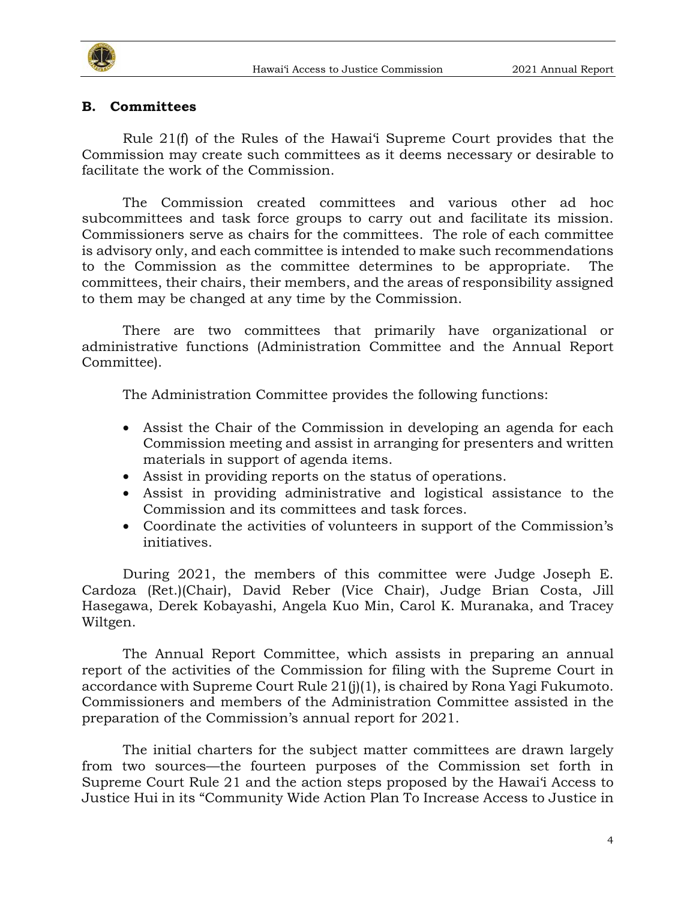## B. Committees

Rule 21(f) of the Rules of the Hawai'i Supreme Court provides that the Commission may create such committees as it deems necessary or desirable to facilitate the work of the Commission.

The Commission created committees and various other ad hoc subcommittees and task force groups to carry out and facilitate its mission. Commissioners serve as chairs for the committees. The role of each committee is advisory only, and each committee is intended to make such recommendations to the Commission as the committee determines to be appropriate. The committees, their chairs, their members, and the areas of responsibility assigned to them may be changed at any time by the Commission.

There are two committees that primarily have organizational or administrative functions (Administration Committee and the Annual Report Committee).

The Administration Committee provides the following functions:

- Assist the Chair of the Commission in developing an agenda for each Commission meeting and assist in arranging for presenters and written materials in support of agenda items.
- Assist in providing reports on the status of operations.
- Assist in providing administrative and logistical assistance to the Commission and its committees and task forces.
- Coordinate the activities of volunteers in support of the Commission's initiatives.

During 2021, the members of this committee were Judge Joseph E. Cardoza (Ret.)(Chair), David Reber (Vice Chair), Judge Brian Costa, Jill Hasegawa, Derek Kobayashi, Angela Kuo Min, Carol K. Muranaka, and Tracey Wiltgen.

The Annual Report Committee, which assists in preparing an annual report of the activities of the Commission for filing with the Supreme Court in accordance with Supreme Court Rule 21(j)(1), is chaired by Rona Yagi Fukumoto. Commissioners and members of the Administration Committee assisted in the preparation of the Commission's annual report for 2021.

The initial charters for the subject matter committees are drawn largely from two sources—the fourteen purposes of the Commission set forth in Supreme Court Rule 21 and the action steps proposed by the Hawai'i Access to Justice Hui in its "Community Wide Action Plan To Increase Access to Justice in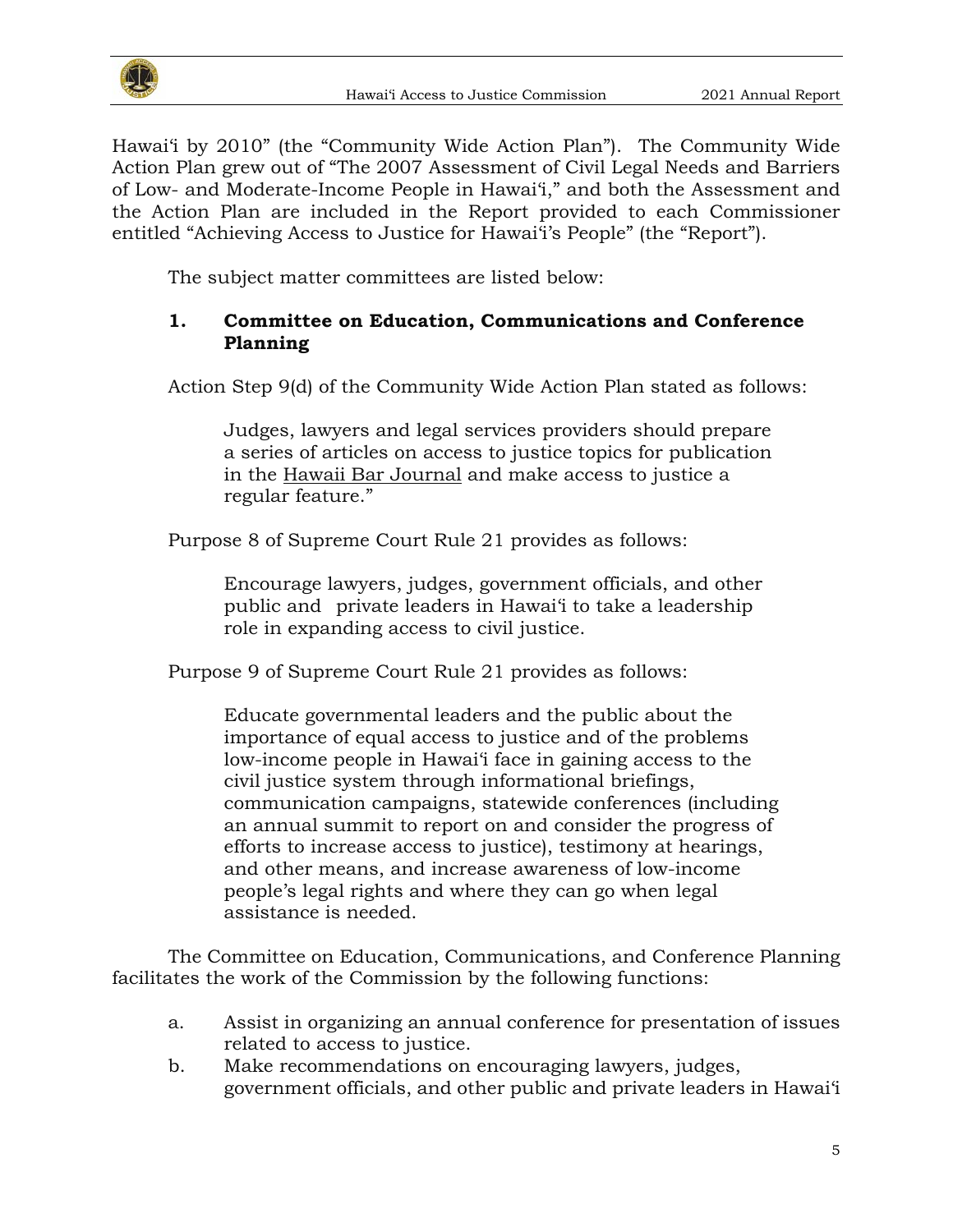Hawaiʻi by 2010" (the "Community Wide Action Plan"). The Community Wide Action Plan grew out of "The 2007 Assessment of Civil Legal Needs and Barriers of Low- and Moderate-Income People in Hawaiʻi," and both the Assessment and the Action Plan are included in the Report provided to each Commissioner entitled "Achieving Access to Justice for Hawaiʻi's People" (the "Report").

The subject matter committees are listed below:

### 1. Committee on Education, Communications and Conference Planning

Action Step 9(d) of the Community Wide Action Plan stated as follows:

> Judges, lawyers and legal services providers should prepare a series of articles on access to justice topics for publication in the Hawaii Bar Journal and make access to justice a regular feature."

Purpose 8 of Supreme Court Rule 21 provides as follows:

> Encourage lawyers, judges, government officials, and other public and private leaders in Hawaiʻi to take a leadership role in expanding access to civil justice.

Purpose 9 of Supreme Court Rule 21 provides as follows:

> Educate governmental leaders and the public about the importance of equal access to justice and of the problems low-income people in Hawaiʻi face in gaining access to the civil justice system through informational briefings, communication campaigns, statewide conferences (including an annual summit to report on and consider the progress of efforts to increase access to justice), testimony at hearings, and other means, and increase awareness of low-income people's legal rights and where they can go when legal assistance is needed.

The Committee on Education, Communications, and Conference Planning facilitates the work of the Commission by the following functions:

a. Assist in organizing an annual conference for presentation of issues related to access to justice.
b. Make recommendations on encouraging lawyers, judges, government officials, and other public and private leaders in Hawaiʻi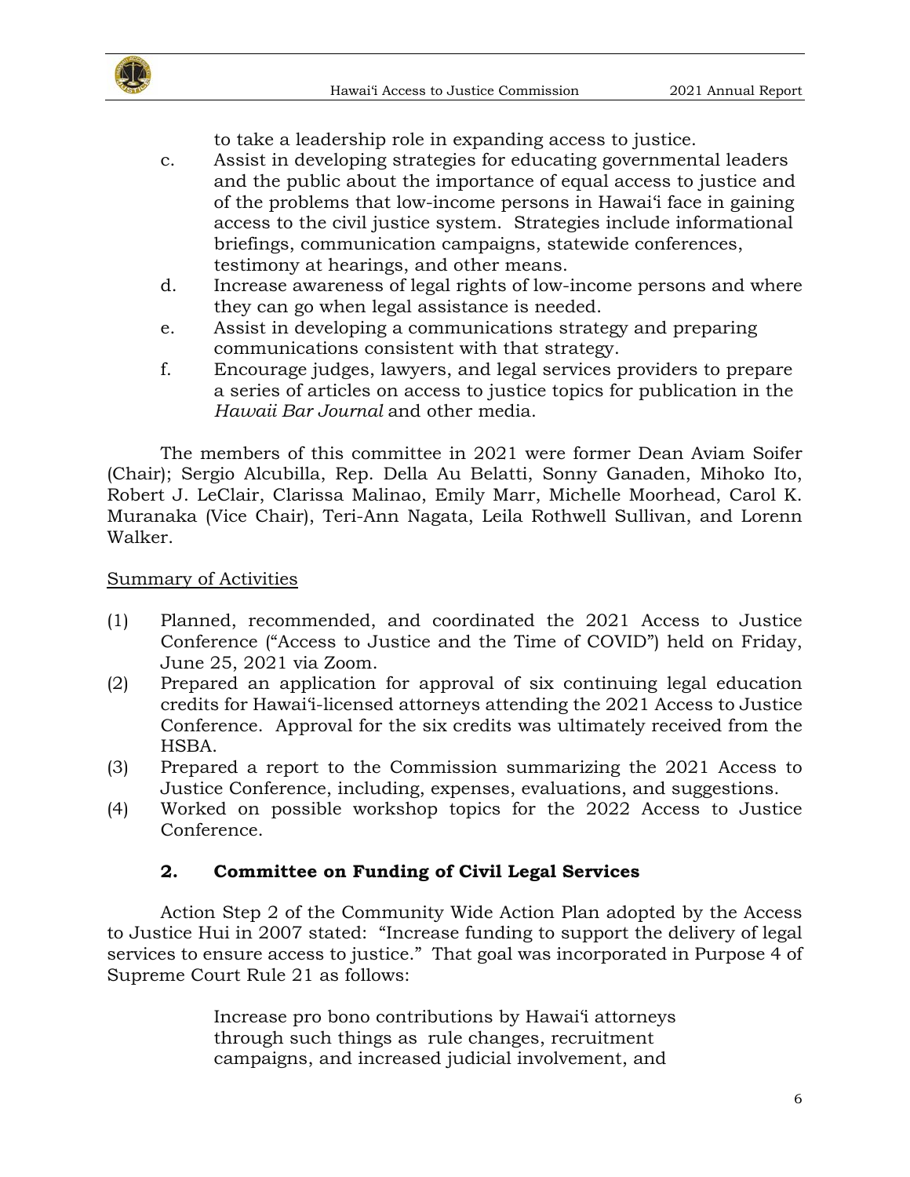to take a leadership role in expanding access to justice.

c. Assist in developing strategies for educating governmental leaders and the public about the importance of equal access to justice and of the problems that low-income persons in Hawai'i face in gaining access to the civil justice system. Strategies include informational briefings, communication campaigns, statewide conferences, testimony at hearings, and other means.

d. Increase awareness of legal rights of low-income persons and where they can go when legal assistance is needed.

e. Assist in developing a communications strategy and preparing communications consistent with that strategy.

f. Encourage judges, lawyers, and legal services providers to prepare a series of articles on access to justice topics for publication in the *Hawaii Bar Journal* and other media.

The members of this committee in 2021 were former Dean Aviam Soifer (Chair); Sergio Alcubilla, Rep. Della Au Belatti, Sonny Ganaden, Mihoko Ito, Robert J. LeClair, Clarissa Malinao, Emily Marr, Michelle Moorhead, Carol K. Muranaka (Vice Chair), Teri-Ann Nagata, Leila Rothwell Sullivan, and Lorenn Walker.

<u>Summary of Activities</u>

(1) Planned, recommended, and coordinated the 2021 Access to Justice Conference ("Access to Justice and the Time of COVID") held on Friday, June 25, 2021 via Zoom.

(2) Prepared an application for approval of six continuing legal education credits for Hawai'i-licensed attorneys attending the 2021 Access to Justice Conference. Approval for the six credits was ultimately received from the HSBA.

(3) Prepared a report to the Commission summarizing the 2021 Access to Justice Conference, including, expenses, evaluations, and suggestions.

(4) Worked on possible workshop topics for the 2022 Access to Justice Conference.

### 2. Committee on Funding of Civil Legal Services

Action Step 2 of the Community Wide Action Plan adopted by the Access to Justice Hui in 2007 stated: "Increase funding to support the delivery of legal services to ensure access to justice." That goal was incorporated in Purpose 4 of Supreme Court Rule 21 as follows:

> Increase pro bono contributions by Hawai'i attorneys through such things as rule changes, recruitment campaigns, and increased judicial involvement, and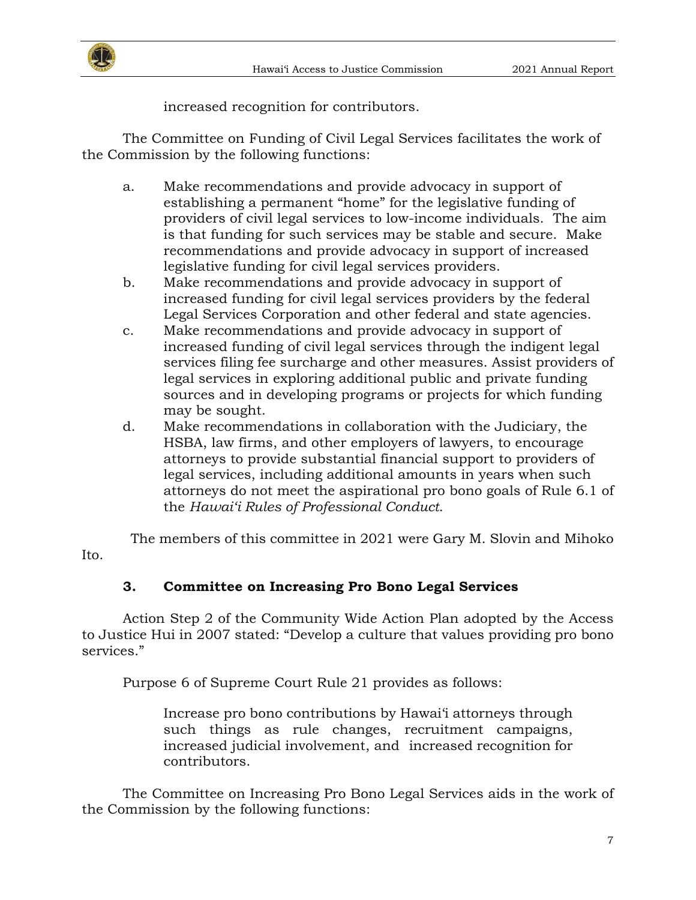increased recognition for contributors.

The Committee on Funding of Civil Legal Services facilitates the work of the Commission by the following functions:

a. Make recommendations and provide advocacy in support of establishing a permanent “home” for the legislative funding of providers of civil legal services to low-income individuals. The aim is that funding for such services may be stable and secure. Make recommendations and provide advocacy in support of increased legislative funding for civil legal services providers.
b. Make recommendations and provide advocacy in support of increased funding for civil legal services providers by the federal Legal Services Corporation and other federal and state agencies.
c. Make recommendations and provide advocacy in support of increased funding of civil legal services through the indigent legal services filing fee surcharge and other measures. Assist providers of legal services in exploring additional public and private funding sources and in developing programs or projects for which funding may be sought.
d. Make recommendations in collaboration with the Judiciary, the HSBA, law firms, and other employers of lawyers, to encourage attorneys to provide substantial financial support to providers of legal services, including additional amounts in years when such attorneys do not meet the aspirational pro bono goals of Rule 6.1 of the *Hawaiʻi Rules of Professional Conduct*.

The members of this committee in 2021 were Gary M. Slovin and Mihoko Ito.

### 3. Committee on Increasing Pro Bono Legal Services

Action Step 2 of the Community Wide Action Plan adopted by the Access to Justice Hui in 2007 stated: “Develop a culture that values providing pro bono services.”

Purpose 6 of Supreme Court Rule 21 provides as follows:

> Increase pro bono contributions by Hawaiʻi attorneys through such things as rule changes, recruitment campaigns, increased judicial involvement, and increased recognition for contributors.

The Committee on Increasing Pro Bono Legal Services aids in the work of the Commission by the following functions: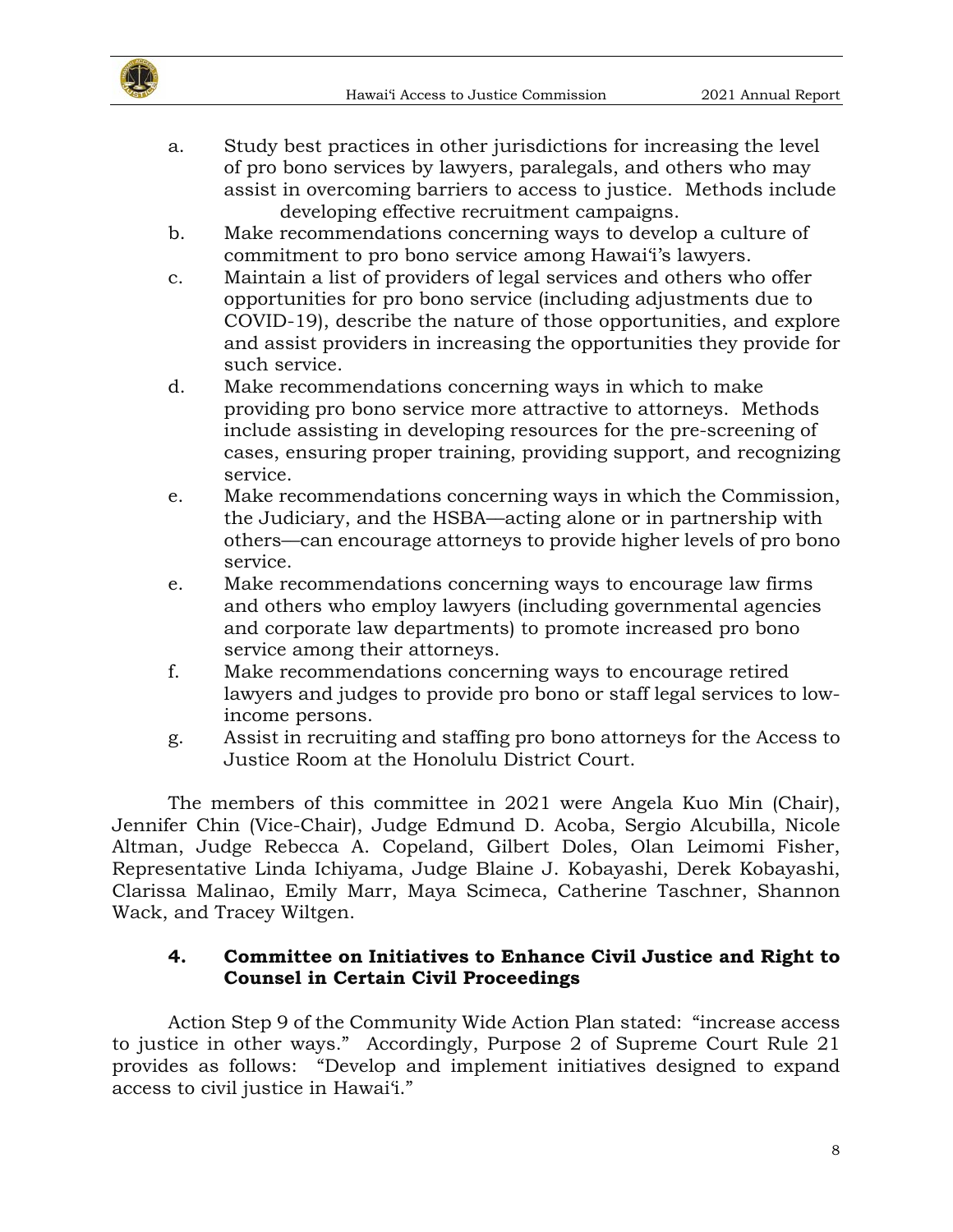a. Study best practices in other jurisdictions for increasing the level of pro bono services by lawyers, paralegals, and others who may assist in overcoming barriers to access to justice. Methods include developing effective recruitment campaigns.

b. Make recommendations concerning ways to develop a culture of commitment to pro bono service among Hawaiʻi's lawyers.

c. Maintain a list of providers of legal services and others who offer opportunities for pro bono service (including adjustments due to COVID-19), describe the nature of those opportunities, and explore and assist providers in increasing the opportunities they provide for such service.

d. Make recommendations concerning ways in which to make providing pro bono service more attractive to attorneys. Methods include assisting in developing resources for the pre-screening of cases, ensuring proper training, providing support, and recognizing service.

e. Make recommendations concerning ways in which the Commission, the Judiciary, and the HSBA—acting alone or in partnership with others—can encourage attorneys to provide higher levels of pro bono service.

e. Make recommendations concerning ways to encourage law firms and others who employ lawyers (including governmental agencies and corporate law departments) to promote increased pro bono service among their attorneys.

f. Make recommendations concerning ways to encourage retired lawyers and judges to provide pro bono or staff legal services to low-income persons.

g. Assist in recruiting and staffing pro bono attorneys for the Access to Justice Room at the Honolulu District Court.

The members of this committee in 2021 were Angela Kuo Min (Chair), Jennifer Chin (Vice-Chair), Judge Edmund D. Acoba, Sergio Alcubilla, Nicole Altman, Judge Rebecca A. Copeland, Gilbert Doles, Olan Leimomi Fisher, Representative Linda Ichiyama, Judge Blaine J. Kobayashi, Derek Kobayashi, Clarissa Malinao, Emily Marr, Maya Scimeca, Catherine Taschner, Shannon Wack, and Tracey Wiltgen.

### 4. Committee on Initiatives to Enhance Civil Justice and Right to Counsel in Certain Civil Proceedings

Action Step 9 of the Community Wide Action Plan stated: "increase access to justice in other ways." Accordingly, Purpose 2 of Supreme Court Rule 21 provides as follows: "Develop and implement initiatives designed to expand access to civil justice in Hawaiʻi."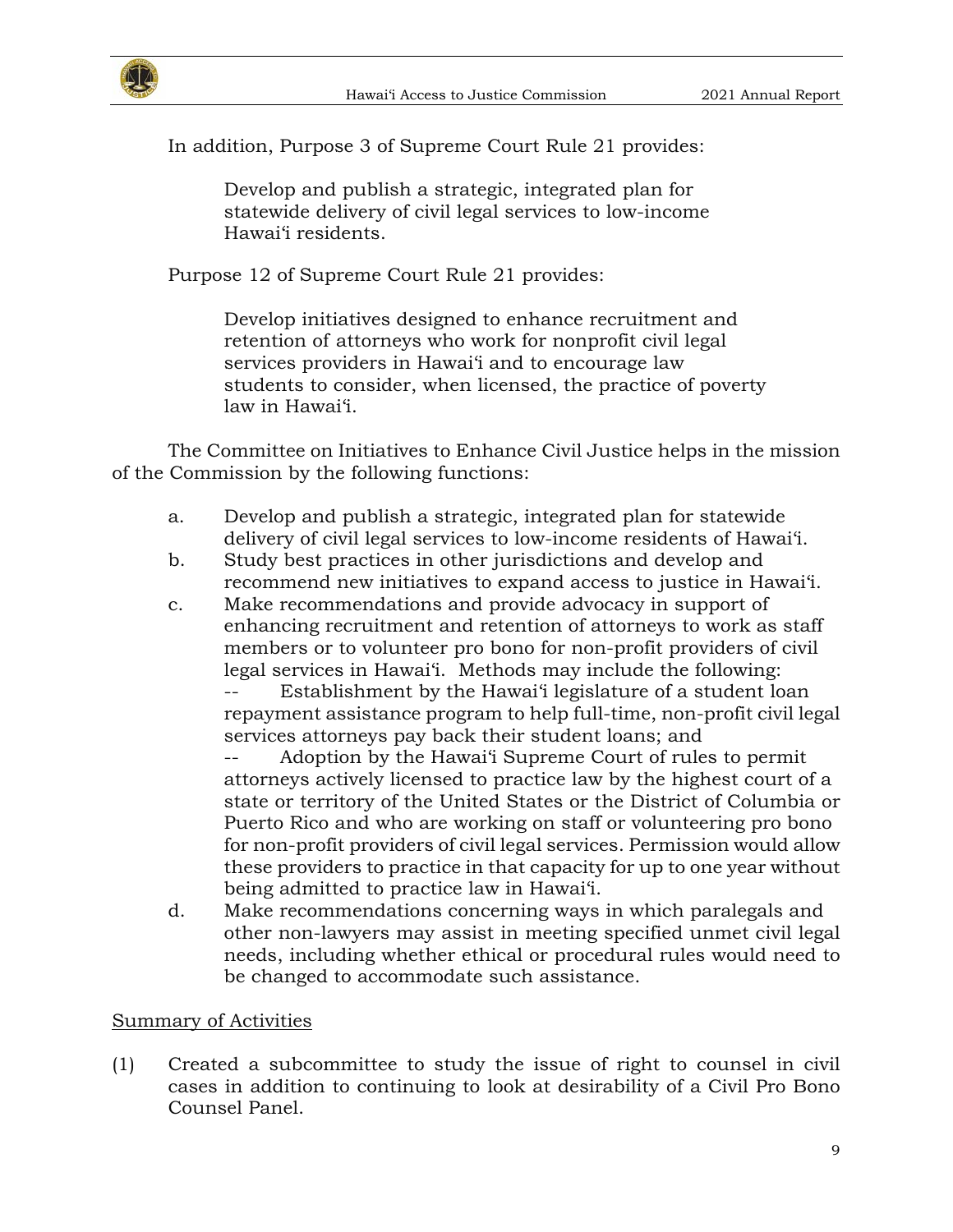In addition, Purpose 3 of Supreme Court Rule 21 provides:

> Develop and publish a strategic, integrated plan for statewide delivery of civil legal services to low-income Hawai'i residents.

Purpose 12 of Supreme Court Rule 21 provides:

> Develop initiatives designed to enhance recruitment and retention of attorneys who work for nonprofit civil legal services providers in Hawai'i and to encourage law students to consider, when licensed, the practice of poverty law in Hawai'i.

The Committee on Initiatives to Enhance Civil Justice helps in the mission of the Commission by the following functions:

a. Develop and publish a strategic, integrated plan for statewide delivery of civil legal services to low-income residents of Hawai'i.
b. Study best practices in other jurisdictions and develop and recommend new initiatives to expand access to justice in Hawai'i.
c. Make recommendations and provide advocacy in support of enhancing recruitment and retention of attorneys to work as staff members or to volunteer pro bono for non-profit providers of civil legal services in Hawai'i. Methods may include the following:
   -- Establishment by the Hawai'i legislature of a student loan repayment assistance program to help full-time, non-profit civil legal services attorneys pay back their student loans; and
   -- Adoption by the Hawai'i Supreme Court of rules to permit attorneys actively licensed to practice law by the highest court of a state or territory of the United States or the District of Columbia or Puerto Rico and who are working on staff or volunteering pro bono for non-profit providers of civil legal services. Permission would allow these providers to practice in that capacity for up to one year without being admitted to practice law in Hawai'i.
d. Make recommendations concerning ways in which paralegals and other non-lawyers may assist in meeting specified unmet civil legal needs, including whether ethical or procedural rules would need to be changed to accommodate such assistance.

Summary of Activities

(1) Created a subcommittee to study the issue of right to counsel in civil cases in addition to continuing to look at desirability of a Civil Pro Bono Counsel Panel.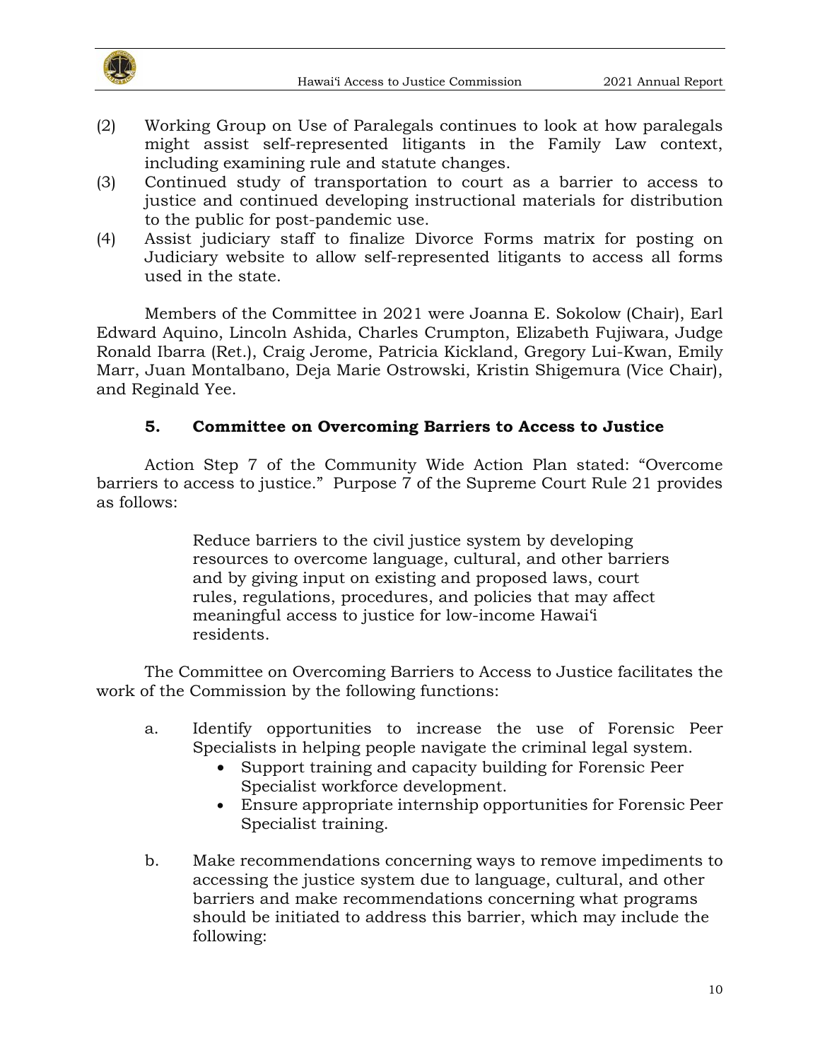(2) Working Group on Use of Paralegals continues to look at how paralegals might assist self-represented litigants in the Family Law context, including examining rule and statute changes.

(3) Continued study of transportation to court as a barrier to access to justice and continued developing instructional materials for distribution to the public for post-pandemic use.

(4) Assist judiciary staff to finalize Divorce Forms matrix for posting on Judiciary website to allow self-represented litigants to access all forms used in the state.

Members of the Committee in 2021 were Joanna E. Sokolow (Chair), Earl Edward Aquino, Lincoln Ashida, Charles Crumpton, Elizabeth Fujiwara, Judge Ronald Ibarra (Ret.), Craig Jerome, Patricia Kickland, Gregory Lui-Kwan, Emily Marr, Juan Montalbano, Deja Marie Ostrowski, Kristin Shigemura (Vice Chair), and Reginald Yee.

### 5. Committee on Overcoming Barriers to Access to Justice

Action Step 7 of the Community Wide Action Plan stated: "Overcome barriers to access to justice." Purpose 7 of the Supreme Court Rule 21 provides as follows:

> Reduce barriers to the civil justice system by developing resources to overcome language, cultural, and other barriers and by giving input on existing and proposed laws, court rules, regulations, procedures, and policies that may affect meaningful access to justice for low-income Hawai'i residents.

The Committee on Overcoming Barriers to Access to Justice facilitates the work of the Commission by the following functions:

a. Identify opportunities to increase the use of Forensic Peer Specialists in helping people navigate the criminal legal system.
   - Support training and capacity building for Forensic Peer Specialist workforce development.
   - Ensure appropriate internship opportunities for Forensic Peer Specialist training.

b. Make recommendations concerning ways to remove impediments to accessing the justice system due to language, cultural, and other barriers and make recommendations concerning what programs should be initiated to address this barrier, which may include the following: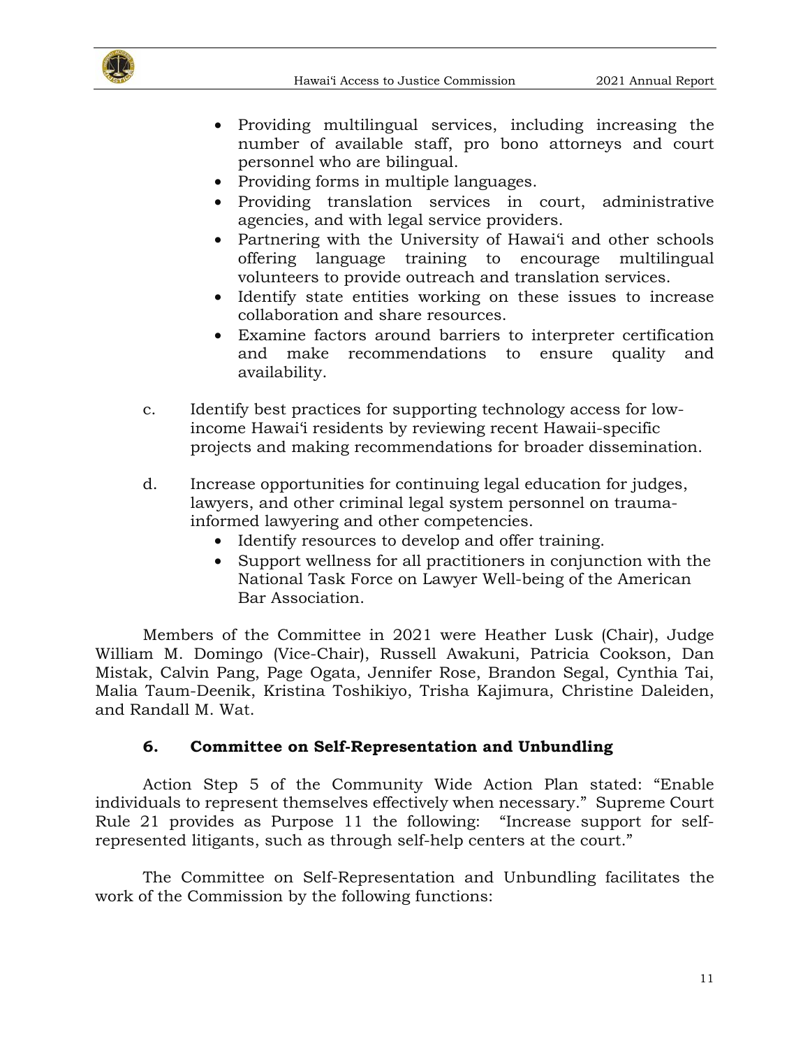- Providing multilingual services, including increasing the number of available staff, pro bono attorneys and court personnel who are bilingual.
- Providing forms in multiple languages.
- Providing translation services in court, administrative agencies, and with legal service providers.
- Partnering with the University of Hawaiʻi and other schools offering language training to encourage multilingual volunteers to provide outreach and translation services.
- Identify state entities working on these issues to increase collaboration and share resources.
- Examine factors around barriers to interpreter certification and make recommendations to ensure quality and availability.

c. Identify best practices for supporting technology access for low-income Hawaiʻi residents by reviewing recent Hawaii-specific projects and making recommendations for broader dissemination.

d. Increase opportunities for continuing legal education for judges, lawyers, and other criminal legal system personnel on trauma-informed lawyering and other competencies.
   - Identify resources to develop and offer training.
   - Support wellness for all practitioners in conjunction with the National Task Force on Lawyer Well-being of the American Bar Association.

Members of the Committee in 2021 were Heather Lusk (Chair), Judge William M. Domingo (Vice-Chair), Russell Awakuni, Patricia Cookson, Dan Mistak, Calvin Pang, Page Ogata, Jennifer Rose, Brandon Segal, Cynthia Tai, Malia Taum-Deenik, Kristina Toshikiyo, Trisha Kajimura, Christine Daleiden, and Randall M. Wat.

### 6. Committee on Self-Representation and Unbundling

Action Step 5 of the Community Wide Action Plan stated: "Enable individuals to represent themselves effectively when necessary." Supreme Court Rule 21 provides as Purpose 11 the following: "Increase support for self-represented litigants, such as through self-help centers at the court."

The Committee on Self-Representation and Unbundling facilitates the work of the Commission by the following functions: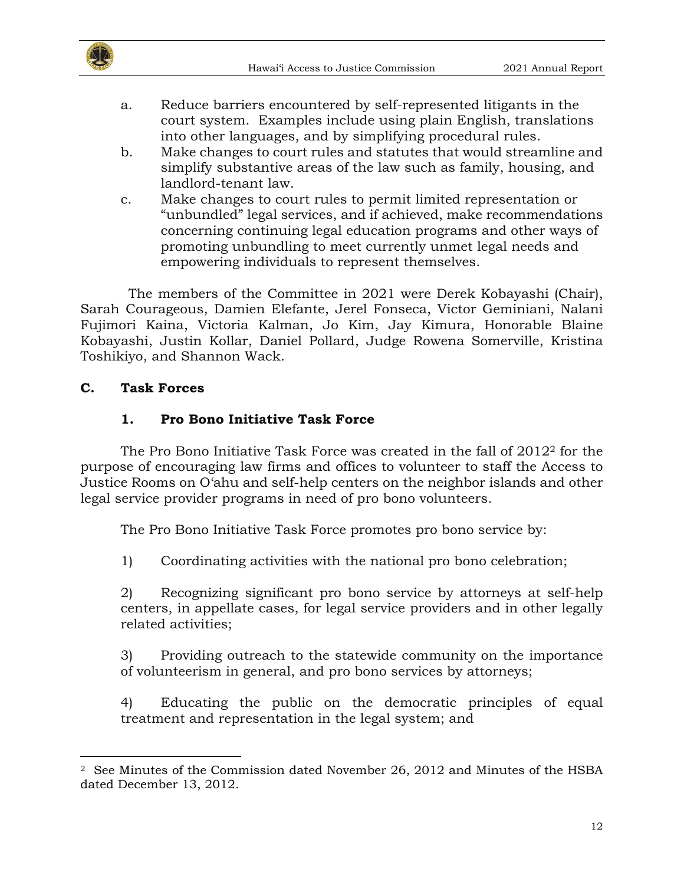a. Reduce barriers encountered by self-represented litigants in the court system. Examples include using plain English, translations into other languages, and by simplifying procedural rules.

b. Make changes to court rules and statutes that would streamline and simplify substantive areas of the law such as family, housing, and landlord-tenant law.

c. Make changes to court rules to permit limited representation or "unbundled" legal services, and if achieved, make recommendations concerning continuing legal education programs and other ways of promoting unbundling to meet currently unmet legal needs and empowering individuals to represent themselves.

The members of the Committee in 2021 were Derek Kobayashi (Chair), Sarah Courageous, Damien Elefante, Jerel Fonseca, Victor Geminiani, Nalani Fujimori Kaina, Victoria Kalman, Jo Kim, Jay Kimura, Honorable Blaine Kobayashi, Justin Kollar, Daniel Pollard, Judge Rowena Somerville, Kristina Toshikiyo, and Shannon Wack.

## C. Task Forces

### 1. Pro Bono Initiative Task Force

The Pro Bono Initiative Task Force was created in the fall of 2012[2] for the purpose of encouraging law firms and offices to volunteer to staff the Access to Justice Rooms on Oʻahu and self-help centers on the neighbor islands and other legal service provider programs in need of pro bono volunteers.

The Pro Bono Initiative Task Force promotes pro bono service by:

1) Coordinating activities with the national pro bono celebration;

2) Recognizing significant pro bono service by attorneys at self-help centers, in appellate cases, for legal service providers and in other legally related activities;

3) Providing outreach to the statewide community on the importance of volunteerism in general, and pro bono services by attorneys;

4) Educating the public on the democratic principles of equal treatment and representation in the legal system; and

---

[2] See Minutes of the Commission dated November 26, 2012 and Minutes of the HSBA dated December 13, 2012.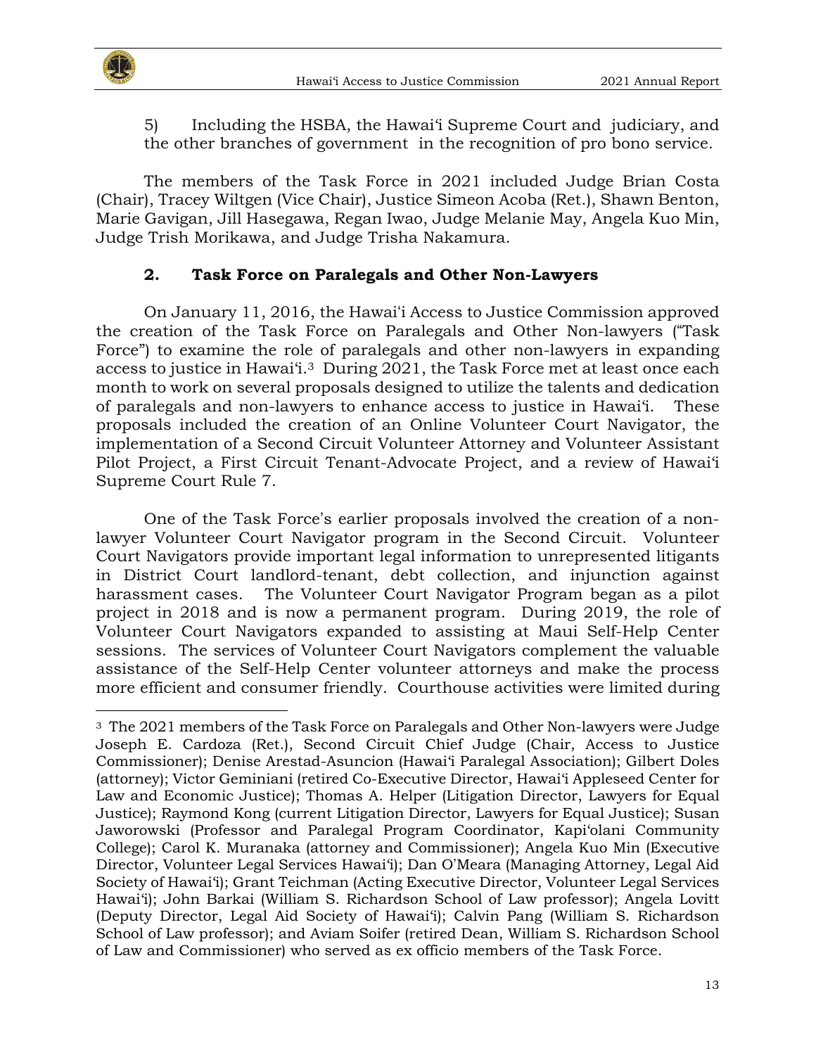5) Including the HSBA, the Hawai‘i Supreme Court and judiciary, and the other branches of government in the recognition of pro bono service.

The members of the Task Force in 2021 included Judge Brian Costa (Chair), Tracey Wiltgen (Vice Chair), Justice Simeon Acoba (Ret.), Shawn Benton, Marie Gavigan, Jill Hasegawa, Regan Iwao, Judge Melanie May, Angela Kuo Min, Judge Trish Morikawa, and Judge Trisha Nakamura.

### 2. Task Force on Paralegals and Other Non-Lawyers

On January 11, 2016, the Hawai‘i Access to Justice Commission approved the creation of the Task Force on Paralegals and Other Non-lawyers (“Task Force”) to examine the role of paralegals and other non-lawyers in expanding access to justice in Hawai‘i.[3] During 2021, the Task Force met at least once each month to work on several proposals designed to utilize the talents and dedication of paralegals and non-lawyers to enhance access to justice in Hawai‘i. These proposals included the creation of an Online Volunteer Court Navigator, the implementation of a Second Circuit Volunteer Attorney and Volunteer Assistant Pilot Project, a First Circuit Tenant-Advocate Project, and a review of Hawai‘i Supreme Court Rule 7.

One of the Task Force’s earlier proposals involved the creation of a non-lawyer Volunteer Court Navigator program in the Second Circuit. Volunteer Court Navigators provide important legal information to unrepresented litigants in District Court landlord-tenant, debt collection, and injunction against harassment cases. The Volunteer Court Navigator Program began as a pilot project in 2018 and is now a permanent program. During 2019, the role of Volunteer Court Navigators expanded to assisting at Maui Self-Help Center sessions. The services of Volunteer Court Navigators complement the valuable assistance of the Self-Help Center volunteer attorneys and make the process more efficient and consumer friendly. Courthouse activities were limited during

---

[3] The 2021 members of the Task Force on Paralegals and Other Non-lawyers were Judge Joseph E. Cardoza (Ret.), Second Circuit Chief Judge (Chair, Access to Justice Commissioner); Denise Arestad-Asuncion (Hawai‘i Paralegal Association); Gilbert Doles (attorney); Victor Geminiani (retired Co-Executive Director, Hawai‘i Appleseed Center for Law and Economic Justice); Thomas A. Helper (Litigation Director, Lawyers for Equal Justice); Raymond Kong (current Litigation Director, Lawyers for Equal Justice); Susan Jaworowski (Professor and Paralegal Program Coordinator, Kapi‘olani Community College); Carol K. Muranaka (attorney and Commissioner); Angela Kuo Min (Executive Director, Volunteer Legal Services Hawai‘i); Dan O’Meara (Managing Attorney, Legal Aid Society of Hawai‘i); Grant Teichman (Acting Executive Director, Volunteer Legal Services Hawai‘i); John Barkai (William S. Richardson School of Law professor); Angela Lovitt (Deputy Director, Legal Aid Society of Hawai‘i); Calvin Pang (William S. Richardson School of Law professor); and Aviam Soifer (retired Dean, William S. Richardson School of Law and Commissioner) who served as ex officio members of the Task Force.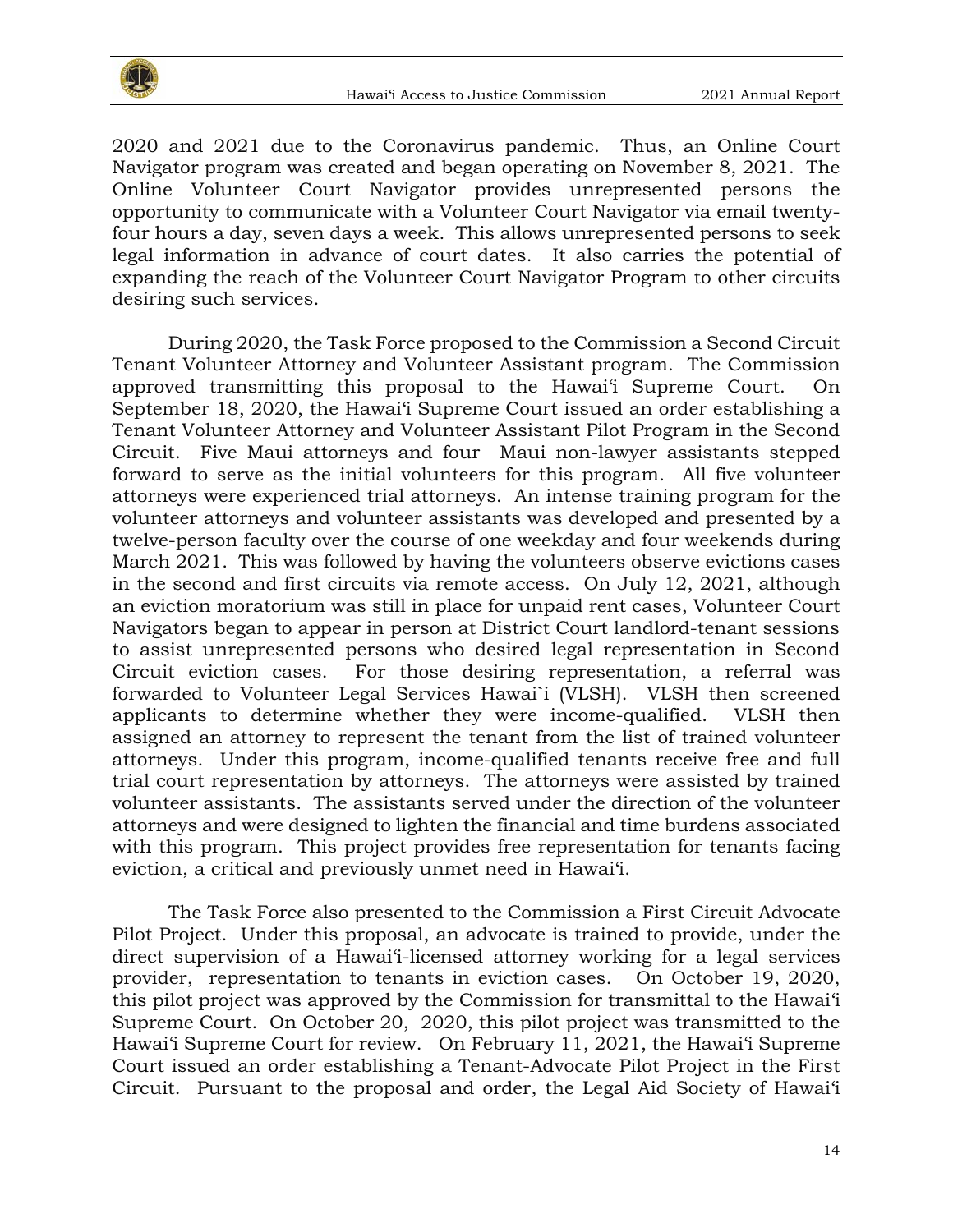2020 and 2021 due to the Coronavirus pandemic. Thus, an Online Court Navigator program was created and began operating on November 8, 2021. The Online Volunteer Court Navigator provides unrepresented persons the opportunity to communicate with a Volunteer Court Navigator via email twenty-four hours a day, seven days a week. This allows unrepresented persons to seek legal information in advance of court dates. It also carries the potential of expanding the reach of the Volunteer Court Navigator Program to other circuits desiring such services.

During 2020, the Task Force proposed to the Commission a Second Circuit Tenant Volunteer Attorney and Volunteer Assistant program. The Commission approved transmitting this proposal to the Hawaiʻi Supreme Court. On September 18, 2020, the Hawaiʻi Supreme Court issued an order establishing a Tenant Volunteer Attorney and Volunteer Assistant Pilot Program in the Second Circuit. Five Maui attorneys and four Maui non-lawyer assistants stepped forward to serve as the initial volunteers for this program. All five volunteer attorneys were experienced trial attorneys. An intense training program for the volunteer attorneys and volunteer assistants was developed and presented by a twelve-person faculty over the course of one weekday and four weekends during March 2021. This was followed by having the volunteers observe evictions cases in the second and first circuits via remote access. On July 12, 2021, although an eviction moratorium was still in place for unpaid rent cases, Volunteer Court Navigators began to appear in person at District Court landlord-tenant sessions to assist unrepresented persons who desired legal representation in Second Circuit eviction cases. For those desiring representation, a referral was forwarded to Volunteer Legal Services Hawai`i (VLSH). VLSH then screened applicants to determine whether they were income-qualified. VLSH then assigned an attorney to represent the tenant from the list of trained volunteer attorneys. Under this program, income-qualified tenants receive free and full trial court representation by attorneys. The attorneys were assisted by trained volunteer assistants. The assistants served under the direction of the volunteer attorneys and were designed to lighten the financial and time burdens associated with this program. This project provides free representation for tenants facing eviction, a critical and previously unmet need in Hawaiʻi.

The Task Force also presented to the Commission a First Circuit Advocate Pilot Project. Under this proposal, an advocate is trained to provide, under the direct supervision of a Hawaiʻi-licensed attorney working for a legal services provider, representation to tenants in eviction cases. On October 19, 2020, this pilot project was approved by the Commission for transmittal to the Hawaiʻi Supreme Court. On October 20, 2020, this pilot project was transmitted to the Hawaiʻi Supreme Court for review. On February 11, 2021, the Hawaiʻi Supreme Court issued an order establishing a Tenant-Advocate Pilot Project in the First Circuit. Pursuant to the proposal and order, the Legal Aid Society of Hawaiʻi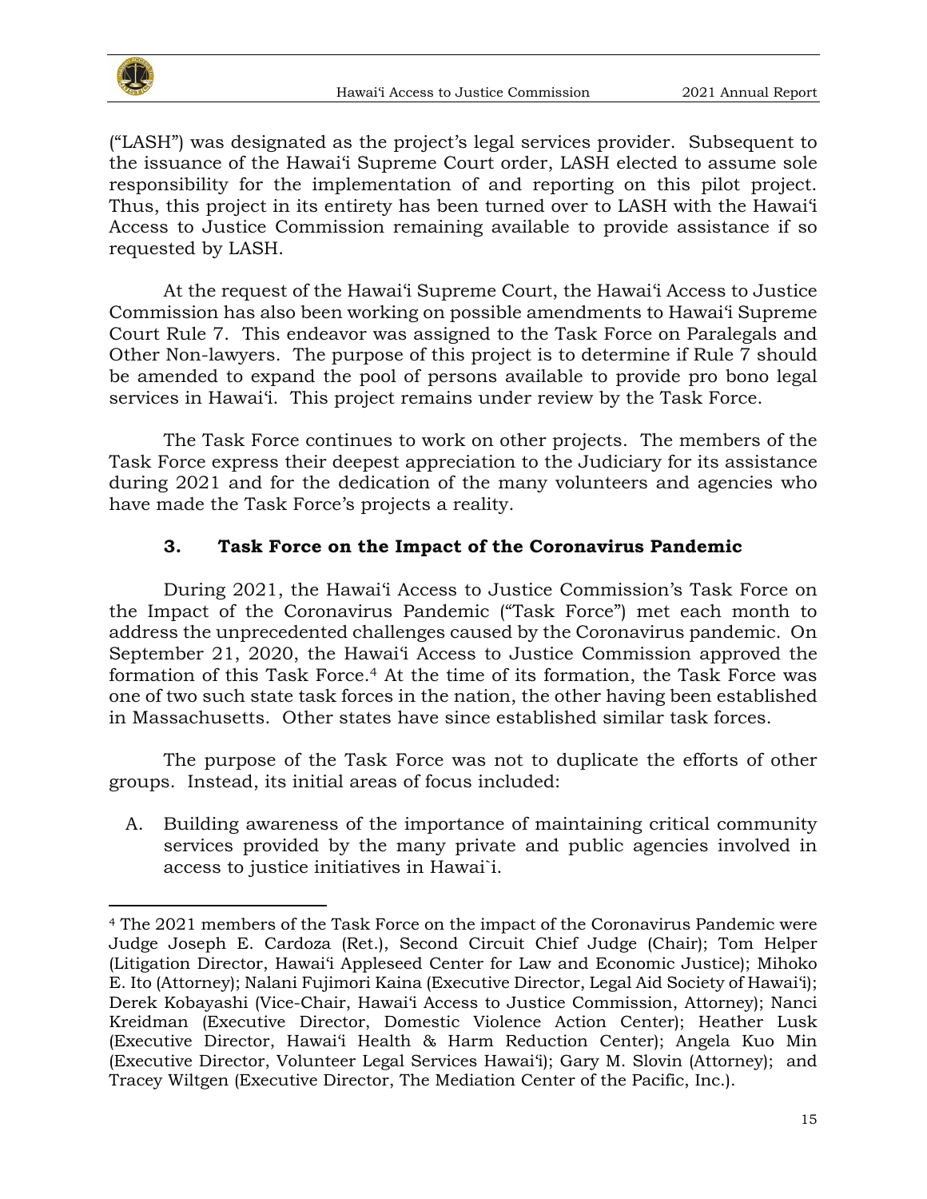("LASH") was designated as the project's legal services provider. Subsequent to the issuance of the Hawaiʻi Supreme Court order, LASH elected to assume sole responsibility for the implementation of and reporting on this pilot project. Thus, this project in its entirety has been turned over to LASH with the Hawaiʻi Access to Justice Commission remaining available to provide assistance if so requested by LASH.

At the request of the Hawaiʻi Supreme Court, the Hawaiʻi Access to Justice Commission has also been working on possible amendments to Hawaiʻi Supreme Court Rule 7. This endeavor was assigned to the Task Force on Paralegals and Other Non-lawyers. The purpose of this project is to determine if Rule 7 should be amended to expand the pool of persons available to provide pro bono legal services in Hawaiʻi. This project remains under review by the Task Force.

The Task Force continues to work on other projects. The members of the Task Force express their deepest appreciation to the Judiciary for its assistance during 2021 and for the dedication of the many volunteers and agencies who have made the Task Force's projects a reality.

### 3. Task Force on the Impact of the Coronavirus Pandemic

During 2021, the Hawaiʻi Access to Justice Commission's Task Force on the Impact of the Coronavirus Pandemic ("Task Force") met each month to address the unprecedented challenges caused by the Coronavirus pandemic. On September 21, 2020, the Hawaiʻi Access to Justice Commission approved the formation of this Task Force.[4] At the time of its formation, the Task Force was one of two such state task forces in the nation, the other having been established in Massachusetts. Other states have since established similar task forces.

The purpose of the Task Force was not to duplicate the efforts of other groups. Instead, its initial areas of focus included:

A. Building awareness of the importance of maintaining critical community services provided by the many private and public agencies involved in access to justice initiatives in Hawai`i.

---

[4] The 2021 members of the Task Force on the impact of the Coronavirus Pandemic were Judge Joseph E. Cardoza (Ret.), Second Circuit Chief Judge (Chair); Tom Helper (Litigation Director, Hawaiʻi Appleseed Center for Law and Economic Justice); Mihoko E. Ito (Attorney); Nalani Fujimori Kaina (Executive Director, Legal Aid Society of Hawaiʻi); Derek Kobayashi (Vice-Chair, Hawaiʻi Access to Justice Commission, Attorney); Nanci Kreidman (Executive Director, Domestic Violence Action Center); Heather Lusk (Executive Director, Hawaiʻi Health & Harm Reduction Center); Angela Kuo Min (Executive Director, Volunteer Legal Services Hawaiʻi); Gary M. Slovin (Attorney); and Tracey Wiltgen (Executive Director, The Mediation Center of the Pacific, Inc.).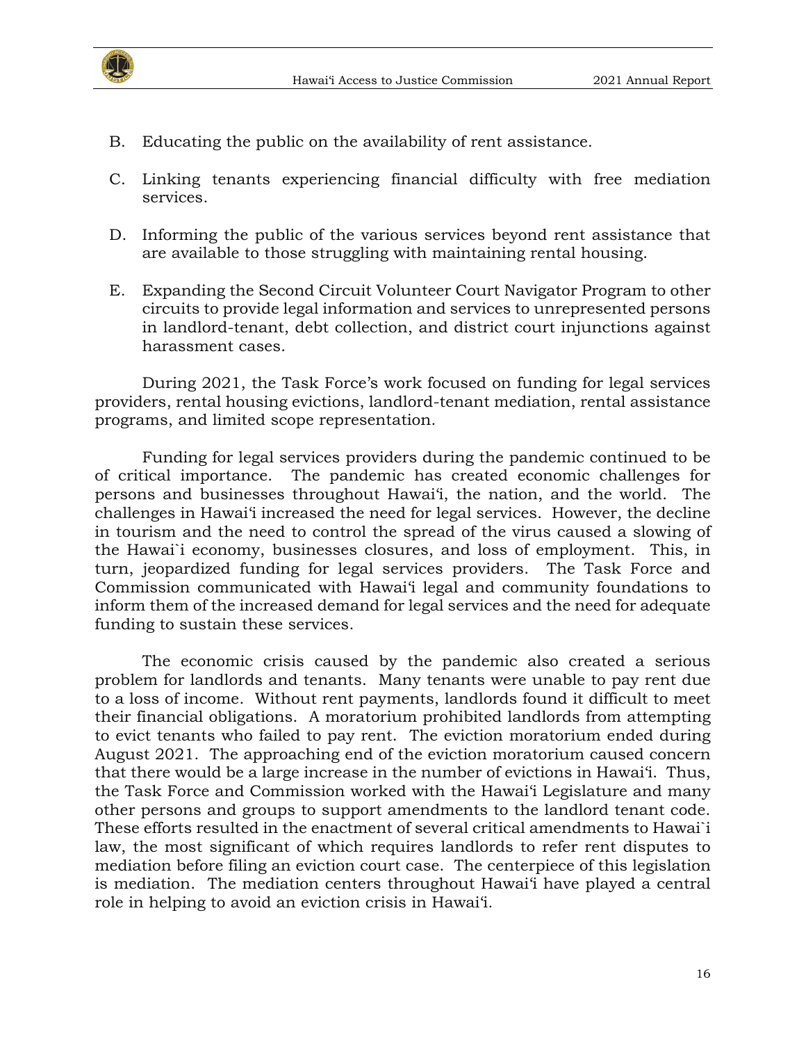B. Educating the public on the availability of rent assistance.

C. Linking tenants experiencing financial difficulty with free mediation services.

D. Informing the public of the various services beyond rent assistance that are available to those struggling with maintaining rental housing.

E. Expanding the Second Circuit Volunteer Court Navigator Program to other circuits to provide legal information and services to unrepresented persons in landlord-tenant, debt collection, and district court injunctions against harassment cases.

During 2021, the Task Force's work focused on funding for legal services providers, rental housing evictions, landlord-tenant mediation, rental assistance programs, and limited scope representation.

Funding for legal services providers during the pandemic continued to be of critical importance. The pandemic has created economic challenges for persons and businesses throughout Hawaiʻi, the nation, and the world. The challenges in Hawaiʻi increased the need for legal services. However, the decline in tourism and the need to control the spread of the virus caused a slowing of the Hawai`i economy, businesses closures, and loss of employment. This, in turn, jeopardized funding for legal services providers. The Task Force and Commission communicated with Hawaiʻi legal and community foundations to inform them of the increased demand for legal services and the need for adequate funding to sustain these services.

The economic crisis caused by the pandemic also created a serious problem for landlords and tenants. Many tenants were unable to pay rent due to a loss of income. Without rent payments, landlords found it difficult to meet their financial obligations. A moratorium prohibited landlords from attempting to evict tenants who failed to pay rent. The eviction moratorium ended during August 2021. The approaching end of the eviction moratorium caused concern that there would be a large increase in the number of evictions in Hawaiʻi. Thus, the Task Force and Commission worked with the Hawaiʻi Legislature and many other persons and groups to support amendments to the landlord tenant code. These efforts resulted in the enactment of several critical amendments to Hawai`i law, the most significant of which requires landlords to refer rent disputes to mediation before filing an eviction court case. The centerpiece of this legislation is mediation. The mediation centers throughout Hawaiʻi have played a central role in helping to avoid an eviction crisis in Hawaiʻi.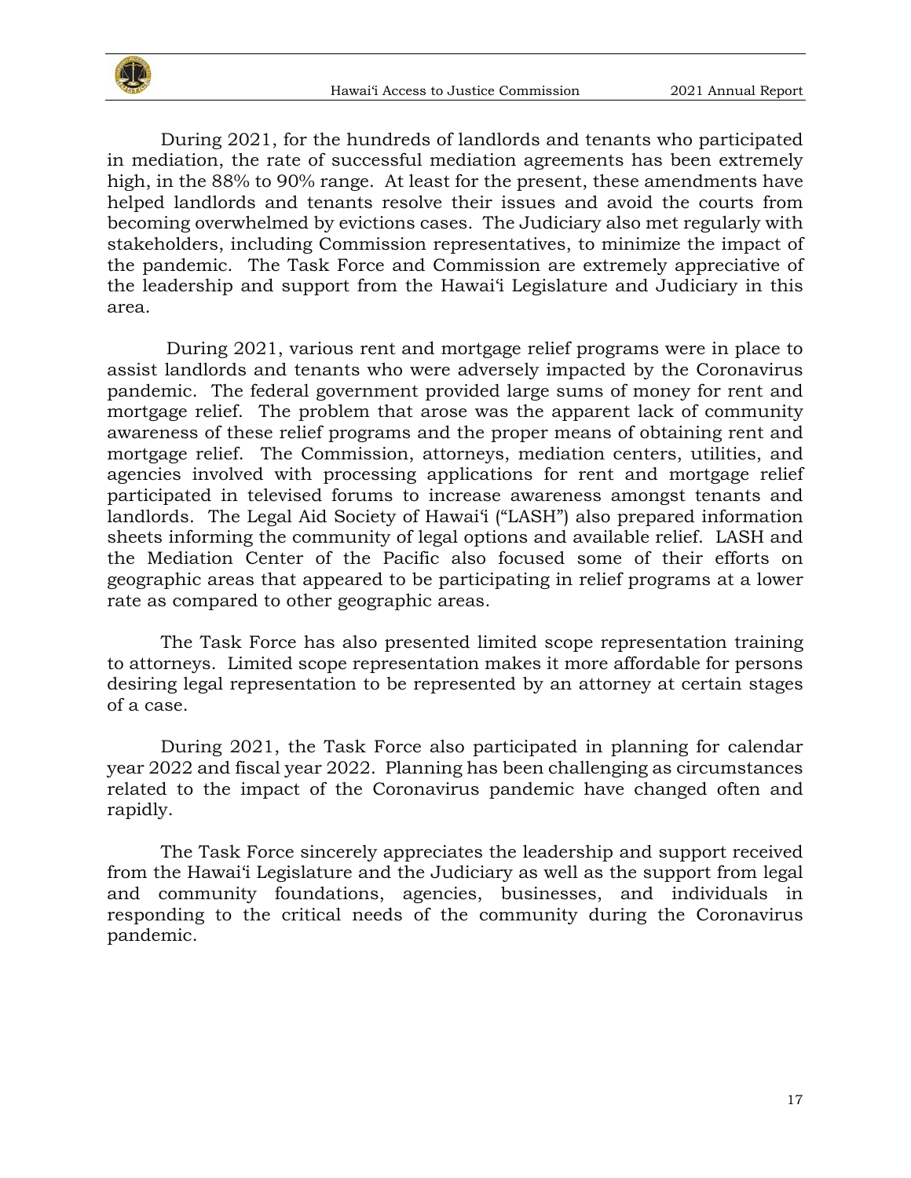During 2021, for the hundreds of landlords and tenants who participated in mediation, the rate of successful mediation agreements has been extremely high, in the 88% to 90% range. At least for the present, these amendments have helped landlords and tenants resolve their issues and avoid the courts from becoming overwhelmed by evictions cases. The Judiciary also met regularly with stakeholders, including Commission representatives, to minimize the impact of the pandemic. The Task Force and Commission are extremely appreciative of the leadership and support from the Hawaiʻi Legislature and Judiciary in this area.

During 2021, various rent and mortgage relief programs were in place to assist landlords and tenants who were adversely impacted by the Coronavirus pandemic. The federal government provided large sums of money for rent and mortgage relief. The problem that arose was the apparent lack of community awareness of these relief programs and the proper means of obtaining rent and mortgage relief. The Commission, attorneys, mediation centers, utilities, and agencies involved with processing applications for rent and mortgage relief participated in televised forums to increase awareness amongst tenants and landlords. The Legal Aid Society of Hawaiʻi ("LASH") also prepared information sheets informing the community of legal options and available relief. LASH and the Mediation Center of the Pacific also focused some of their efforts on geographic areas that appeared to be participating in relief programs at a lower rate as compared to other geographic areas.

The Task Force has also presented limited scope representation training to attorneys. Limited scope representation makes it more affordable for persons desiring legal representation to be represented by an attorney at certain stages of a case.

During 2021, the Task Force also participated in planning for calendar year 2022 and fiscal year 2022. Planning has been challenging as circumstances related to the impact of the Coronavirus pandemic have changed often and rapidly.

The Task Force sincerely appreciates the leadership and support received from the Hawaiʻi Legislature and the Judiciary as well as the support from legal and community foundations, agencies, businesses, and individuals in responding to the critical needs of the community during the Coronavirus pandemic.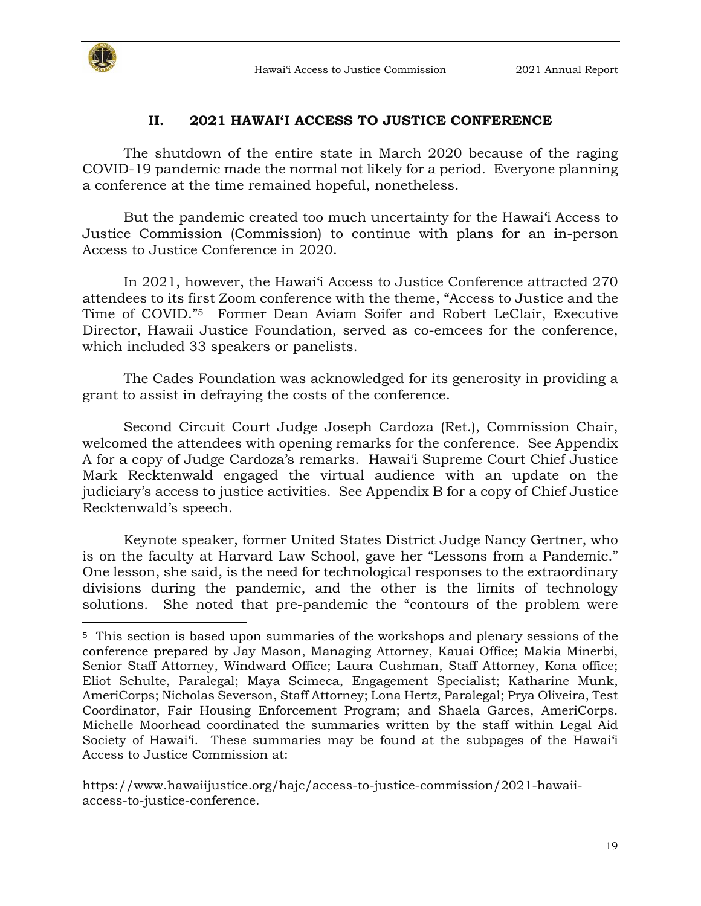## II. 2021 HAWAIʻI ACCESS TO JUSTICE CONFERENCE

The shutdown of the entire state in March 2020 because of the raging COVID-19 pandemic made the normal not likely for a period. Everyone planning a conference at the time remained hopeful, nonetheless.

But the pandemic created too much uncertainty for the Hawaiʻi Access to Justice Commission (Commission) to continue with plans for an in-person Access to Justice Conference in 2020.

In 2021, however, the Hawaiʻi Access to Justice Conference attracted 270 attendees to its first Zoom conference with the theme, "Access to Justice and the Time of COVID."[5] Former Dean Aviam Soifer and Robert LeClair, Executive Director, Hawaii Justice Foundation, served as co-emcees for the conference, which included 33 speakers or panelists.

The Cades Foundation was acknowledged for its generosity in providing a grant to assist in defraying the costs of the conference.

Second Circuit Court Judge Joseph Cardoza (Ret.), Commission Chair, welcomed the attendees with opening remarks for the conference. See Appendix A for a copy of Judge Cardoza's remarks. Hawaiʻi Supreme Court Chief Justice Mark Recktenwald engaged the virtual audience with an update on the judiciary's access to justice activities. See Appendix B for a copy of Chief Justice Recktenwald's speech.

Keynote speaker, former United States District Judge Nancy Gertner, who is on the faculty at Harvard Law School, gave her "Lessons from a Pandemic." One lesson, she said, is the need for technological responses to the extraordinary divisions during the pandemic, and the other is the limits of technology solutions. She noted that pre-pandemic the "contours of the problem were

---

[5] This section is based upon summaries of the workshops and plenary sessions of the conference prepared by Jay Mason, Managing Attorney, Kauai Office; Makia Minerbi, Senior Staff Attorney, Windward Office; Laura Cushman, Staff Attorney, Kona office; Eliot Schulte, Paralegal; Maya Scimeca, Engagement Specialist; Katharine Munk, AmeriCorps; Nicholas Severson, Staff Attorney; Lona Hertz, Paralegal; Prya Oliveira, Test Coordinator, Fair Housing Enforcement Program; and Shaela Garces, AmeriCorps. Michelle Moorhead coordinated the summaries written by the staff within Legal Aid Society of Hawaiʻi. These summaries may be found at the subpages of the Hawaiʻi Access to Justice Commission at:

https://www.hawaiijustice.org/hajc/access-to-justice-commission/2021-hawaii-access-to-justice-conference.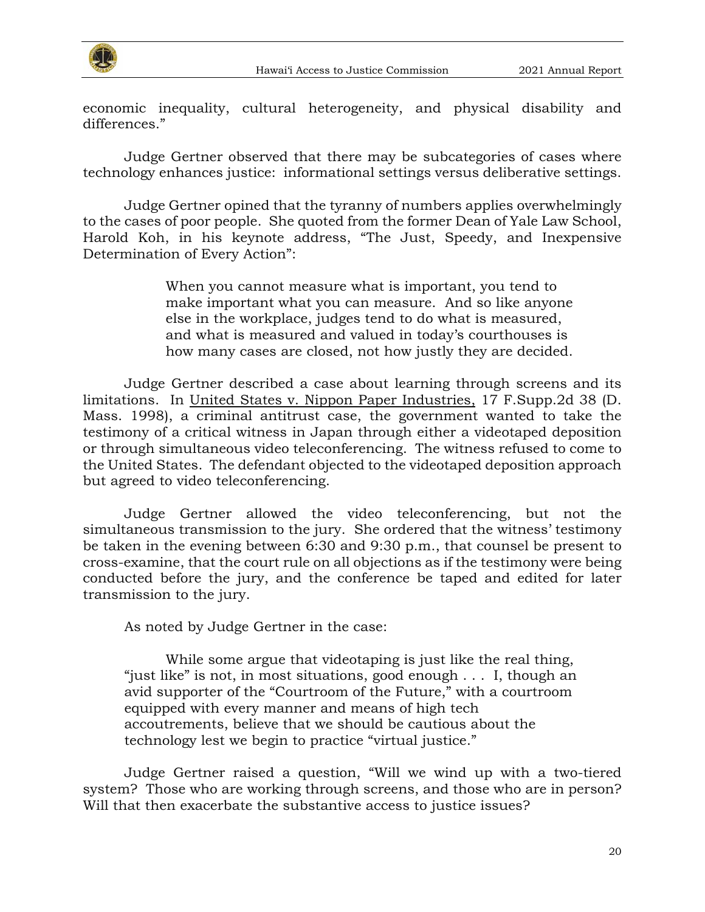economic inequality, cultural heterogeneity, and physical disability and differences."

Judge Gertner observed that there may be subcategories of cases where technology enhances justice: informational settings versus deliberative settings.

Judge Gertner opined that the tyranny of numbers applies overwhelmingly to the cases of poor people. She quoted from the former Dean of Yale Law School, Harold Koh, in his keynote address, "The Just, Speedy, and Inexpensive Determination of Every Action":

> When you cannot measure what is important, you tend to make important what you can measure. And so like anyone else in the workplace, judges tend to do what is measured, and what is measured and valued in today's courthouses is how many cases are closed, not how justly they are decided.

Judge Gertner described a case about learning through screens and its limitations. In United States v. Nippon Paper Industries, 17 F.Supp.2d 38 (D. Mass. 1998), a criminal antitrust case, the government wanted to take the testimony of a critical witness in Japan through either a videotaped deposition or through simultaneous video teleconferencing. The witness refused to come to the United States. The defendant objected to the videotaped deposition approach but agreed to video teleconferencing.

Judge Gertner allowed the video teleconferencing, but not the simultaneous transmission to the jury. She ordered that the witness' testimony be taken in the evening between 6:30 and 9:30 p.m., that counsel be present to cross-examine, that the court rule on all objections as if the testimony were being conducted before the jury, and the conference be taped and edited for later transmission to the jury.

As noted by Judge Gertner in the case:

> While some argue that videotaping is just like the real thing, "just like" is not, in most situations, good enough . . . I, though an avid supporter of the "Courtroom of the Future," with a courtroom equipped with every manner and means of high tech accoutrements, believe that we should be cautious about the technology lest we begin to practice "virtual justice."

Judge Gertner raised a question, "Will we wind up with a two-tiered system? Those who are working through screens, and those who are in person? Will that then exacerbate the substantive access to justice issues?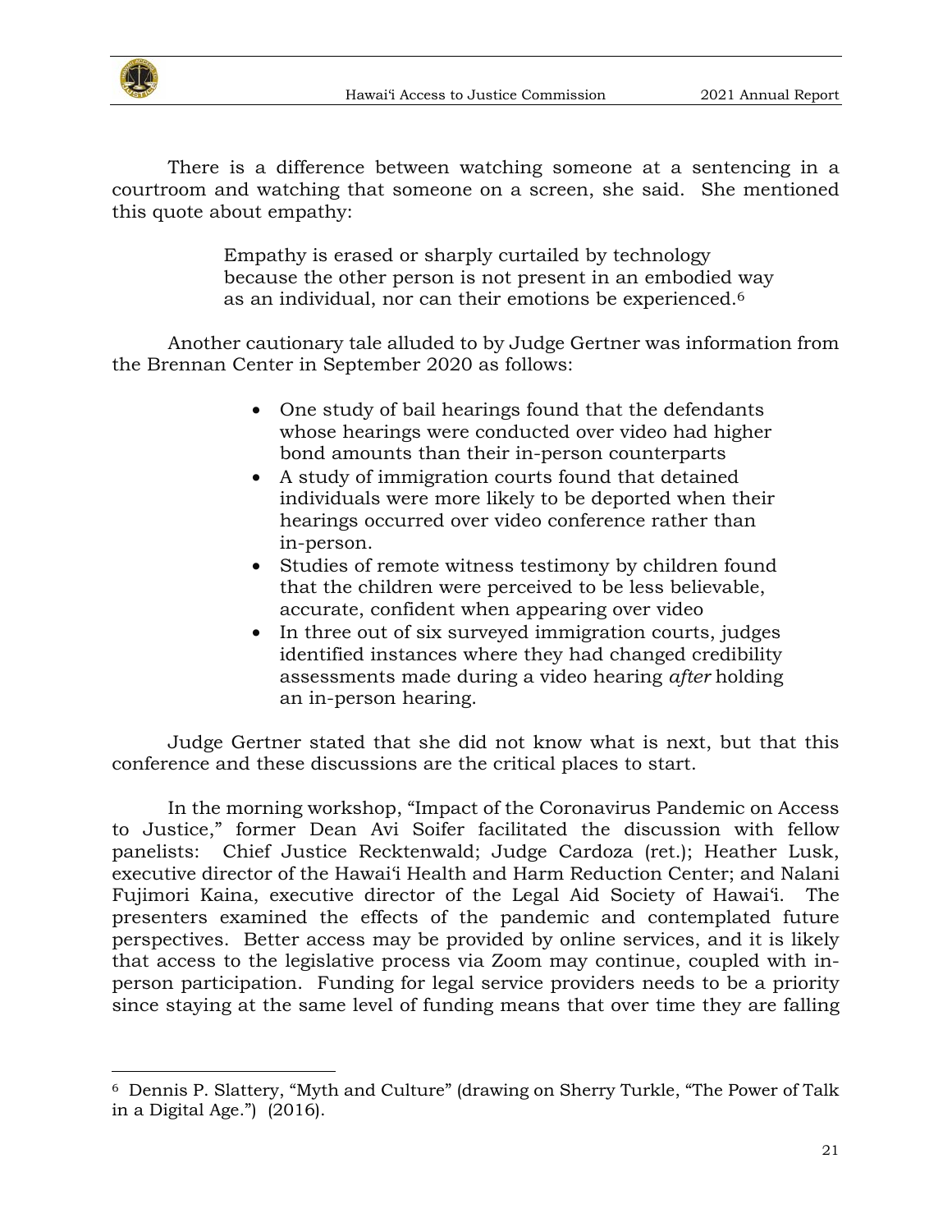There is a difference between watching someone at a sentencing in a courtroom and watching that someone on a screen, she said. She mentioned this quote about empathy:

> Empathy is erased or sharply curtailed by technology because the other person is not present in an embodied way as an individual, nor can their emotions be experienced.[6]

Another cautionary tale alluded to by Judge Gertner was information from the Brennan Center in September 2020 as follows:

- One study of bail hearings found that the defendants whose hearings were conducted over video had higher bond amounts than their in-person counterparts
- A study of immigration courts found that detained individuals were more likely to be deported when their hearings occurred over video conference rather than in-person.
- Studies of remote witness testimony by children found that the children were perceived to be less believable, accurate, confident when appearing over video
- In three out of six surveyed immigration courts, judges identified instances where they had changed credibility assessments made during a video hearing *after* holding an in-person hearing.

Judge Gertner stated that she did not know what is next, but that this conference and these discussions are the critical places to start.

In the morning workshop, "Impact of the Coronavirus Pandemic on Access to Justice," former Dean Avi Soifer facilitated the discussion with fellow panelists: Chief Justice Recktenwald; Judge Cardoza (ret.); Heather Lusk, executive director of the Hawai'i Health and Harm Reduction Center; and Nalani Fujimori Kaina, executive director of the Legal Aid Society of Hawai'i. The presenters examined the effects of the pandemic and contemplated future perspectives. Better access may be provided by online services, and it is likely that access to the legislative process via Zoom may continue, coupled with in-person participation. Funding for legal service providers needs to be a priority since staying at the same level of funding means that over time they are falling

---

[6] Dennis P. Slattery, "Myth and Culture" (drawing on Sherry Turkle, "The Power of Talk in a Digital Age.") (2016).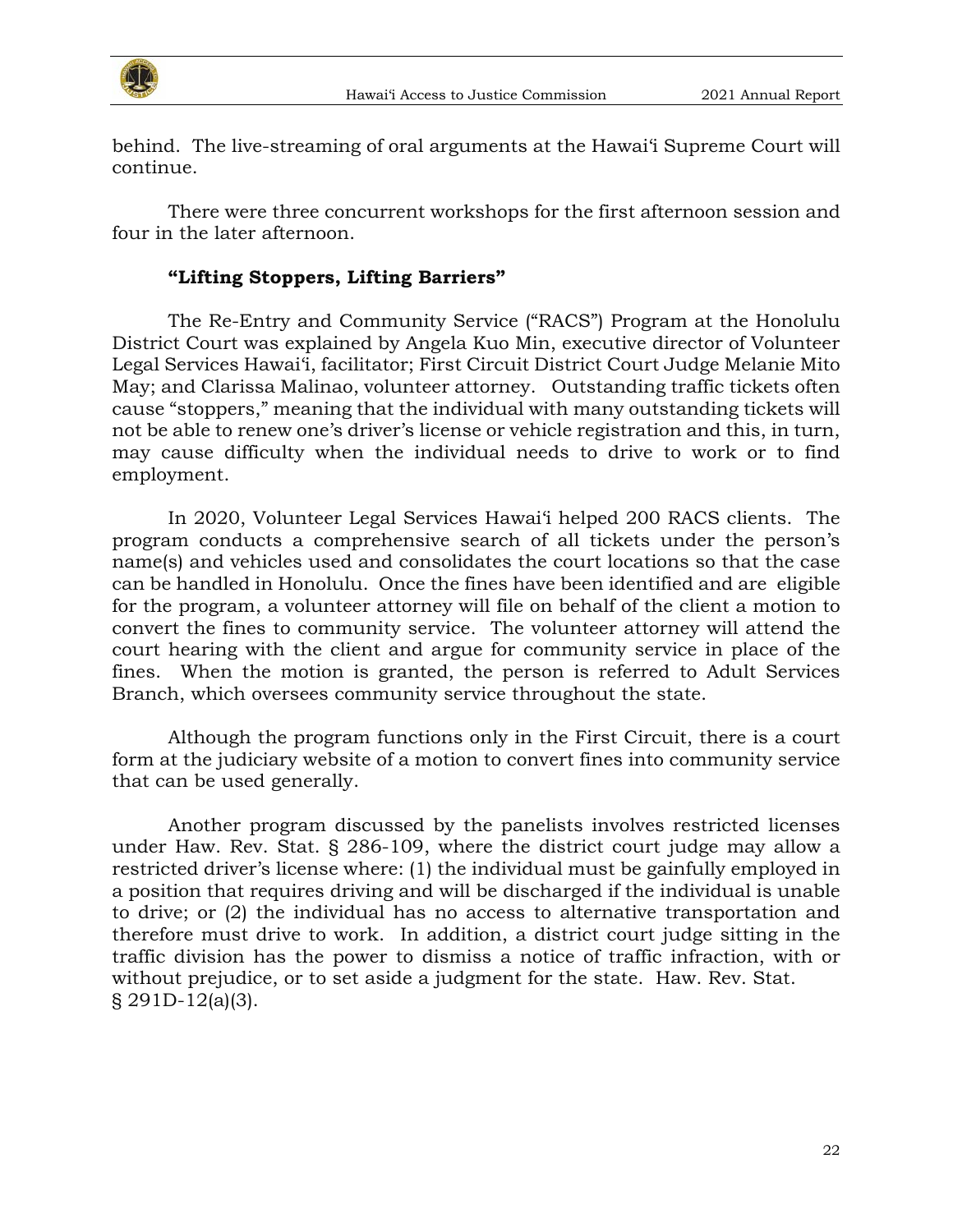behind. The live-streaming of oral arguments at the Hawai'i Supreme Court will continue.

There were three concurrent workshops for the first afternoon session and four in the later afternoon.

**"Lifting Stoppers, Lifting Barriers"**

The Re-Entry and Community Service ("RACS") Program at the Honolulu District Court was explained by Angela Kuo Min, executive director of Volunteer Legal Services Hawai'i, facilitator; First Circuit District Court Judge Melanie Mito May; and Clarissa Malinao, volunteer attorney. Outstanding traffic tickets often cause "stoppers," meaning that the individual with many outstanding tickets will not be able to renew one's driver's license or vehicle registration and this, in turn, may cause difficulty when the individual needs to drive to work or to find employment.

In 2020, Volunteer Legal Services Hawai'i helped 200 RACS clients. The program conducts a comprehensive search of all tickets under the person's name(s) and vehicles used and consolidates the court locations so that the case can be handled in Honolulu. Once the fines have been identified and are eligible for the program, a volunteer attorney will file on behalf of the client a motion to convert the fines to community service. The volunteer attorney will attend the court hearing with the client and argue for community service in place of the fines. When the motion is granted, the person is referred to Adult Services Branch, which oversees community service throughout the state.

Although the program functions only in the First Circuit, there is a court form at the judiciary website of a motion to convert fines into community service that can be used generally.

Another program discussed by the panelists involves restricted licenses under Haw. Rev. Stat. § 286-109, where the district court judge may allow a restricted driver's license where: (1) the individual must be gainfully employed in a position that requires driving and will be discharged if the individual is unable to drive; or (2) the individual has no access to alternative transportation and therefore must drive to work. In addition, a district court judge sitting in the traffic division has the power to dismiss a notice of traffic infraction, with or without prejudice, or to set aside a judgment for the state. Haw. Rev. Stat. § 291D-12(a)(3).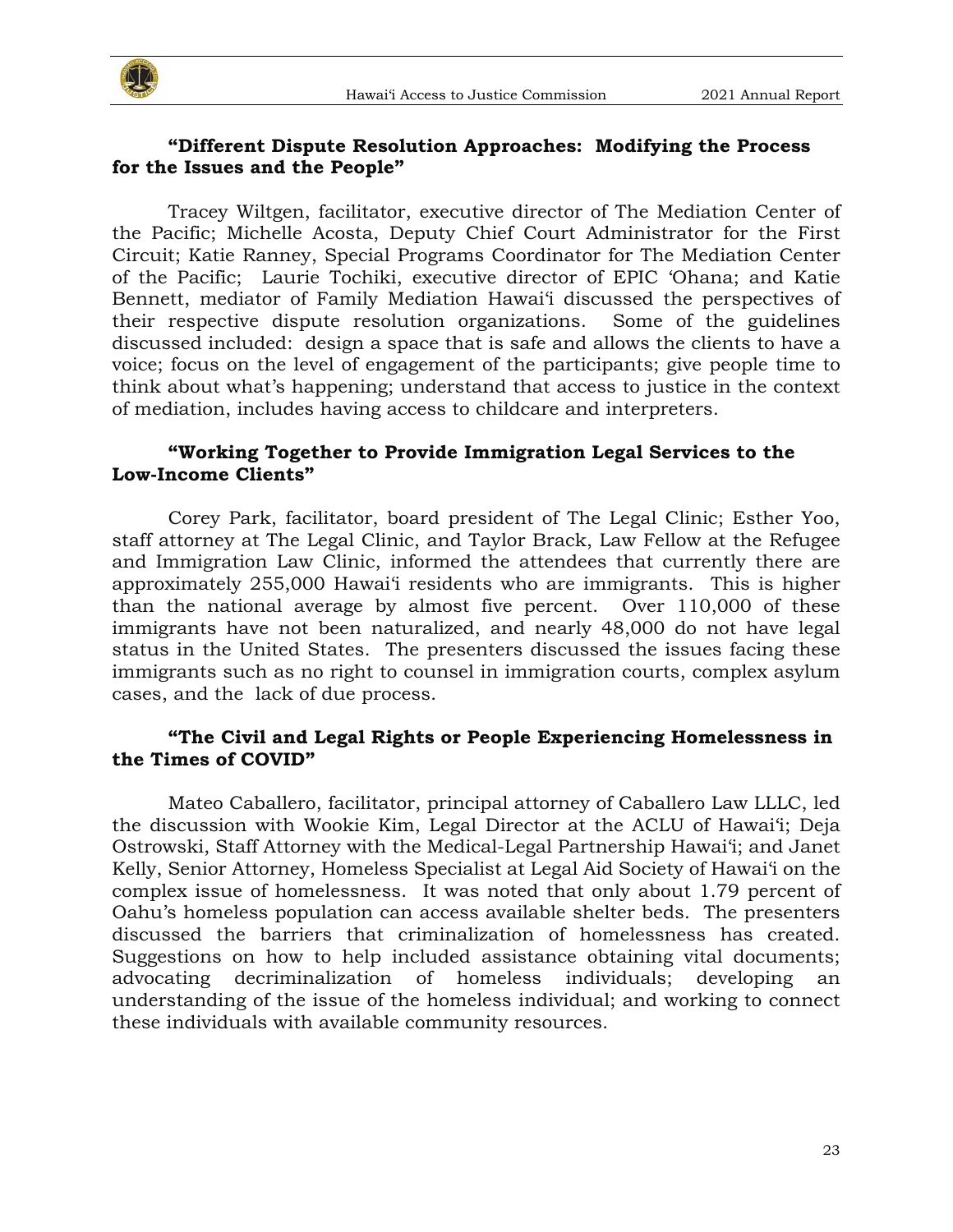**"Different Dispute Resolution Approaches: Modifying the Process for the Issues and the People"**

Tracey Wiltgen, facilitator, executive director of The Mediation Center of the Pacific; Michelle Acosta, Deputy Chief Court Administrator for the First Circuit; Katie Ranney, Special Programs Coordinator for The Mediation Center of the Pacific; Laurie Tochiki, executive director of EPIC ʻOhana; and Katie Bennett, mediator of Family Mediation Hawaiʻi discussed the perspectives of their respective dispute resolution organizations. Some of the guidelines discussed included: design a space that is safe and allows the clients to have a voice; focus on the level of engagement of the participants; give people time to think about what's happening; understand that access to justice in the context of mediation, includes having access to childcare and interpreters.

**"Working Together to Provide Immigration Legal Services to the Low-Income Clients"**

Corey Park, facilitator, board president of The Legal Clinic; Esther Yoo, staff attorney at The Legal Clinic, and Taylor Brack, Law Fellow at the Refugee and Immigration Law Clinic, informed the attendees that currently there are approximately 255,000 Hawaiʻi residents who are immigrants. This is higher than the national average by almost five percent. Over 110,000 of these immigrants have not been naturalized, and nearly 48,000 do not have legal status in the United States. The presenters discussed the issues facing these immigrants such as no right to counsel in immigration courts, complex asylum cases, and the lack of due process.

**"The Civil and Legal Rights or People Experiencing Homelessness in the Times of COVID"**

Mateo Caballero, facilitator, principal attorney of Caballero Law LLLC, led the discussion with Wookie Kim, Legal Director at the ACLU of Hawaiʻi; Deja Ostrowski, Staff Attorney with the Medical-Legal Partnership Hawaiʻi; and Janet Kelly, Senior Attorney, Homeless Specialist at Legal Aid Society of Hawaiʻi on the complex issue of homelessness. It was noted that only about 1.79 percent of Oahu's homeless population can access available shelter beds. The presenters discussed the barriers that criminalization of homelessness has created. Suggestions on how to help included assistance obtaining vital documents; advocating decriminalization of homeless individuals; developing an understanding of the issue of the homeless individual; and working to connect these individuals with available community resources.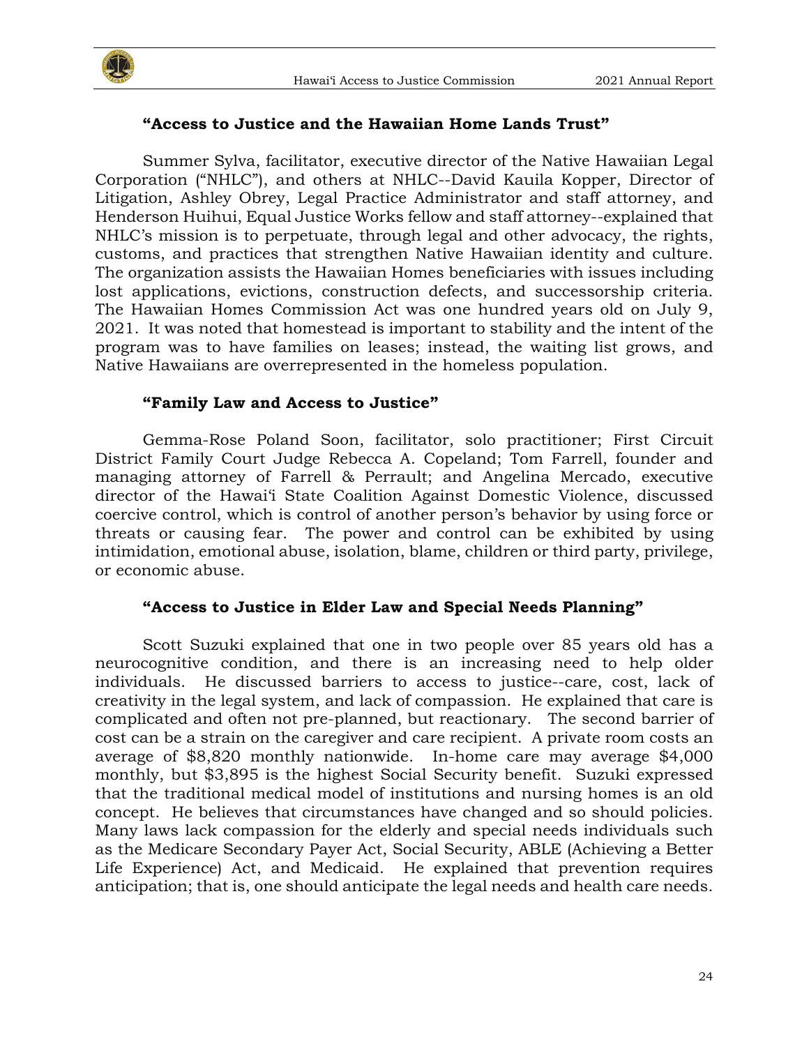### "Access to Justice and the Hawaiian Home Lands Trust"

Summer Sylva, facilitator, executive director of the Native Hawaiian Legal Corporation ("NHLC"), and others at NHLC--David Kauila Kopper, Director of Litigation, Ashley Obrey, Legal Practice Administrator and staff attorney, and Henderson Huihui, Equal Justice Works fellow and staff attorney--explained that NHLC's mission is to perpetuate, through legal and other advocacy, the rights, customs, and practices that strengthen Native Hawaiian identity and culture. The organization assists the Hawaiian Homes beneficiaries with issues including lost applications, evictions, construction defects, and successorship criteria. The Hawaiian Homes Commission Act was one hundred years old on July 9, 2021. It was noted that homestead is important to stability and the intent of the program was to have families on leases; instead, the waiting list grows, and Native Hawaiians are overrepresented in the homeless population.

### "Family Law and Access to Justice"

Gemma-Rose Poland Soon, facilitator, solo practitioner; First Circuit District Family Court Judge Rebecca A. Copeland; Tom Farrell, founder and managing attorney of Farrell & Perrault; and Angelina Mercado, executive director of the Hawai'i State Coalition Against Domestic Violence, discussed coercive control, which is control of another person's behavior by using force or threats or causing fear. The power and control can be exhibited by using intimidation, emotional abuse, isolation, blame, children or third party, privilege, or economic abuse.

### "Access to Justice in Elder Law and Special Needs Planning"

Scott Suzuki explained that one in two people over 85 years old has a neurocognitive condition, and there is an increasing need to help older individuals. He discussed barriers to access to justice--care, cost, lack of creativity in the legal system, and lack of compassion. He explained that care is complicated and often not pre-planned, but reactionary. The second barrier of cost can be a strain on the caregiver and care recipient. A private room costs an average of $8,820 monthly nationwide. In-home care may average $4,000 monthly, but $3,895 is the highest Social Security benefit. Suzuki expressed that the traditional medical model of institutions and nursing homes is an old concept. He believes that circumstances have changed and so should policies. Many laws lack compassion for the elderly and special needs individuals such as the Medicare Secondary Payer Act, Social Security, ABLE (Achieving a Better Life Experience) Act, and Medicaid. He explained that prevention requires anticipation; that is, one should anticipate the legal needs and health care needs.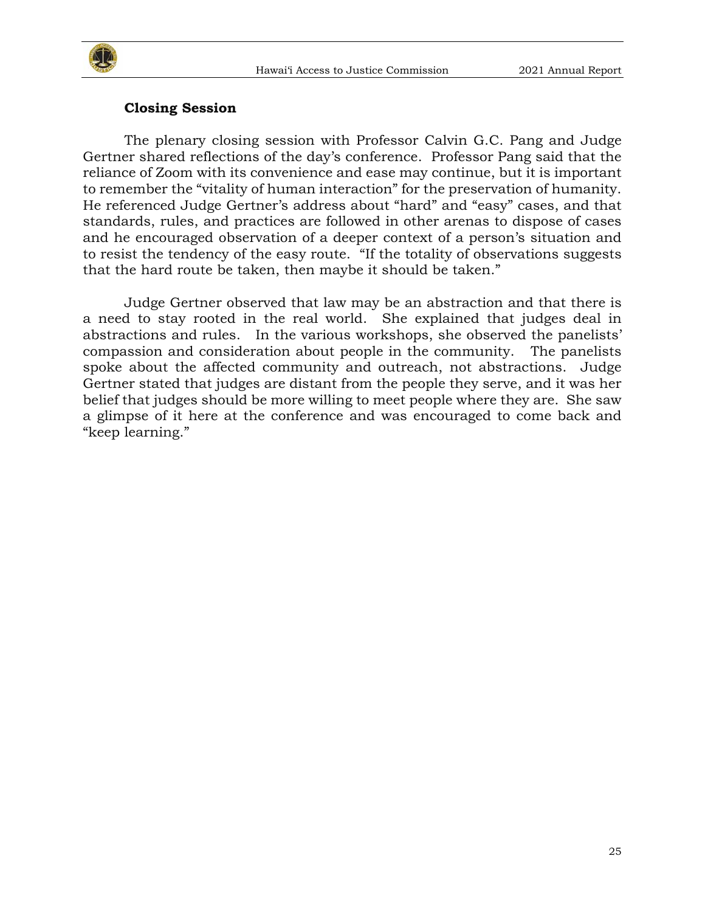### Closing Session

The plenary closing session with Professor Calvin G.C. Pang and Judge Gertner shared reflections of the day's conference. Professor Pang said that the reliance of Zoom with its convenience and ease may continue, but it is important to remember the "vitality of human interaction" for the preservation of humanity. He referenced Judge Gertner's address about "hard" and "easy" cases, and that standards, rules, and practices are followed in other arenas to dispose of cases and he encouraged observation of a deeper context of a person's situation and to resist the tendency of the easy route. "If the totality of observations suggests that the hard route be taken, then maybe it should be taken."

Judge Gertner observed that law may be an abstraction and that there is a need to stay rooted in the real world. She explained that judges deal in abstractions and rules. In the various workshops, she observed the panelists' compassion and consideration about people in the community. The panelists spoke about the affected community and outreach, not abstractions. Judge Gertner stated that judges are distant from the people they serve, and it was her belief that judges should be more willing to meet people where they are. She saw a glimpse of it here at the conference and was encouraged to come back and "keep learning."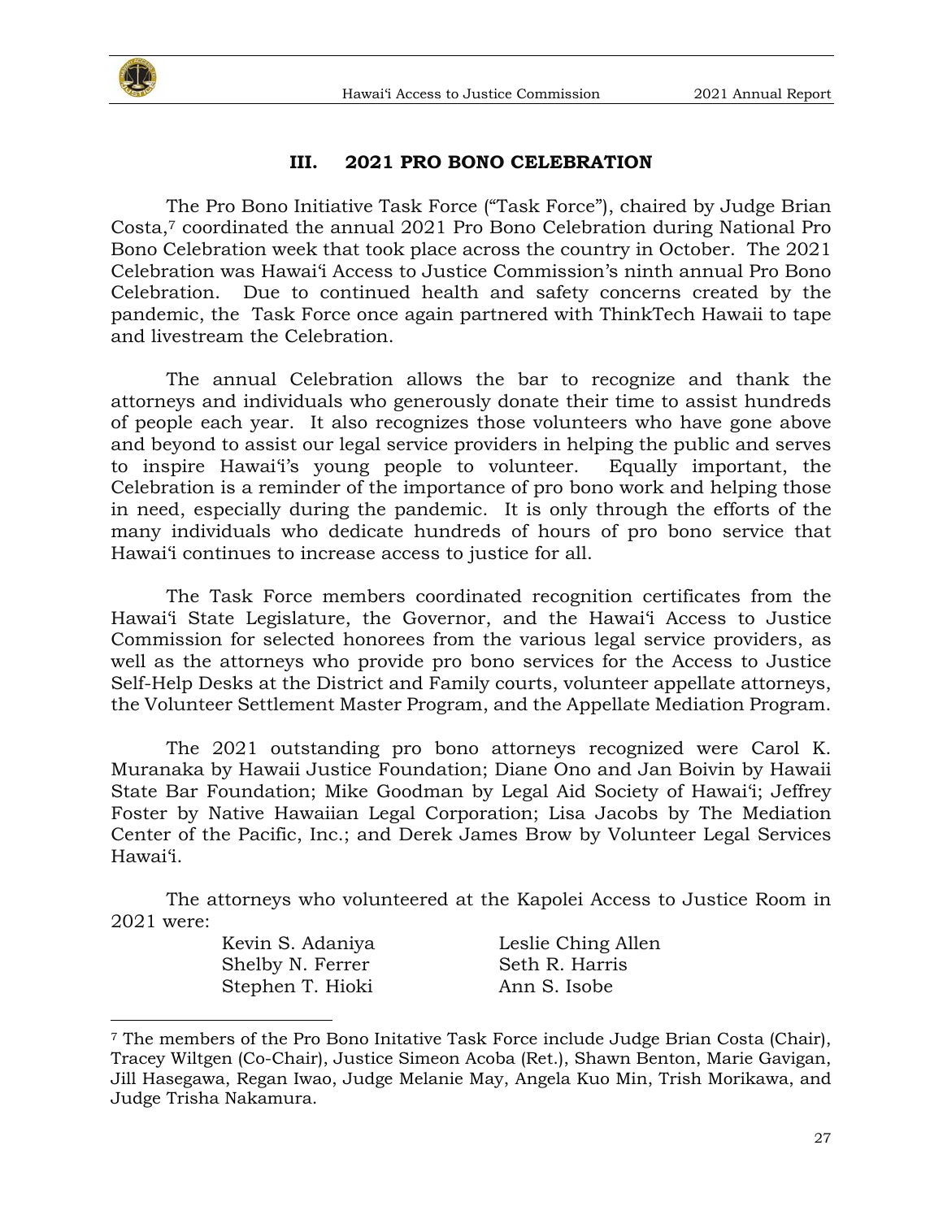## III. 2021 PRO BONO CELEBRATION

The Pro Bono Initiative Task Force ("Task Force"), chaired by Judge Brian Costa,[7] coordinated the annual 2021 Pro Bono Celebration during National Pro Bono Celebration week that took place across the country in October. The 2021 Celebration was Hawai'i Access to Justice Commission's ninth annual Pro Bono Celebration. Due to continued health and safety concerns created by the pandemic, the Task Force once again partnered with ThinkTech Hawaii to tape and livestream the Celebration.

The annual Celebration allows the bar to recognize and thank the attorneys and individuals who generously donate their time to assist hundreds of people each year. It also recognizes those volunteers who have gone above and beyond to assist our legal service providers in helping the public and serves to inspire Hawai'i's young people to volunteer. Equally important, the Celebration is a reminder of the importance of pro bono work and helping those in need, especially during the pandemic. It is only through the efforts of the many individuals who dedicate hundreds of hours of pro bono service that Hawai'i continues to increase access to justice for all.

The Task Force members coordinated recognition certificates from the Hawai'i State Legislature, the Governor, and the Hawai'i Access to Justice Commission for selected honorees from the various legal service providers, as well as the attorneys who provide pro bono services for the Access to Justice Self-Help Desks at the District and Family courts, volunteer appellate attorneys, the Volunteer Settlement Master Program, and the Appellate Mediation Program.

The 2021 outstanding pro bono attorneys recognized were Carol K. Muranaka by Hawaii Justice Foundation; Diane Ono and Jan Boivin by Hawaii State Bar Foundation; Mike Goodman by Legal Aid Society of Hawai'i; Jeffrey Foster by Native Hawaiian Legal Corporation; Lisa Jacobs by The Mediation Center of the Pacific, Inc.; and Derek James Brow by Volunteer Legal Services Hawai'i.

The attorneys who volunteered at the Kapolei Access to Justice Room in 2021 were:

Kevin S. Adaniya
Leslie Ching Allen
Shelby N. Ferrer
Seth R. Harris
Stephen T. Hioki
Ann S. Isobe

---

[7] The members of the Pro Bono Initative Task Force include Judge Brian Costa (Chair), Tracey Wiltgen (Co-Chair), Justice Simeon Acoba (Ret.), Shawn Benton, Marie Gavigan, Jill Hasegawa, Regan Iwao, Judge Melanie May, Angela Kuo Min, Trish Morikawa, and Judge Trisha Nakamura.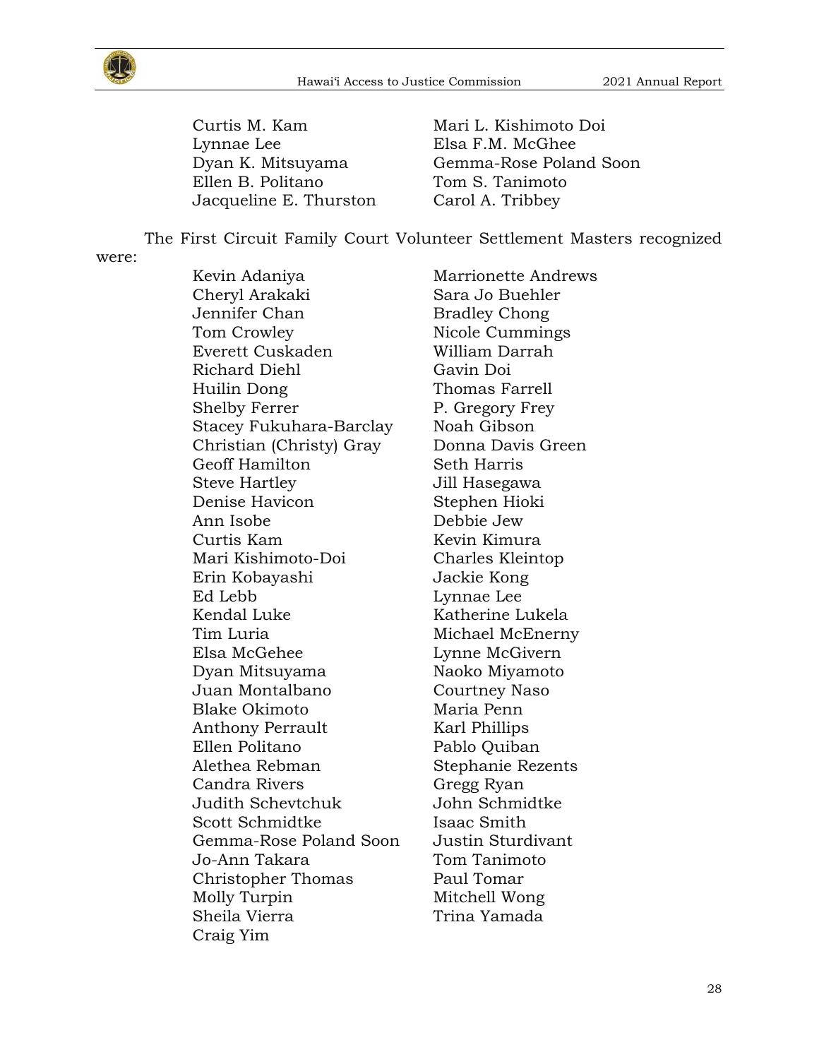Curtis M. Kam
Mari L. Kishimoto Doi
Lynnae Lee
Elsa F.M. McGhee
Dyan K. Mitsuyama
Gemma-Rose Poland Soon
Ellen B. Politano
Tom S. Tanimoto
Jacqueline E. Thurston
Carol A. Tribbey

The First Circuit Family Court Volunteer Settlement Masters recognized were:

Kevin Adaniya
Marrionette Andrews
Cheryl Arakaki
Sara Jo Buehler
Jennifer Chan
Bradley Chong
Tom Crowley
Nicole Cummings
Everett Cuskaden
William Darrah
Richard Diehl
Gavin Doi
Huilin Dong
Thomas Farrell
Shelby Ferrer
P. Gregory Frey
Stacey Fukuhara-Barclay
Noah Gibson
Christian (Christy) Gray
Donna Davis Green
Geoff Hamilton
Seth Harris
Steve Hartley
Jill Hasegawa
Denise Havicon
Stephen Hioki
Ann Isobe
Debbie Jew
Curtis Kam
Kevin Kimura
Mari Kishimoto-Doi
Charles Kleintop
Erin Kobayashi
Jackie Kong
Ed Lebb
Lynnae Lee
Kendal Luke
Katherine Lukela
Tim Luria
Michael McEnerny
Elsa McGehee
Lynne McGivern
Dyan Mitsuyama
Naoko Miyamoto
Juan Montalbano
Courtney Naso
Blake Okimoto
Maria Penn
Anthony Perrault
Karl Phillips
Ellen Politano
Pablo Quiban
Alethea Rebman
Stephanie Rezents
Candra Rivers
Gregg Ryan
Judith Schevtchuk
John Schmidtke
Scott Schmidtke
Isaac Smith
Gemma-Rose Poland Soon
Justin Sturdivant
Jo-Ann Takara
Tom Tanimoto
Christopher Thomas
Paul Tomar
Molly Turpin
Mitchell Wong
Sheila Vierra
Trina Yamada
Craig Yim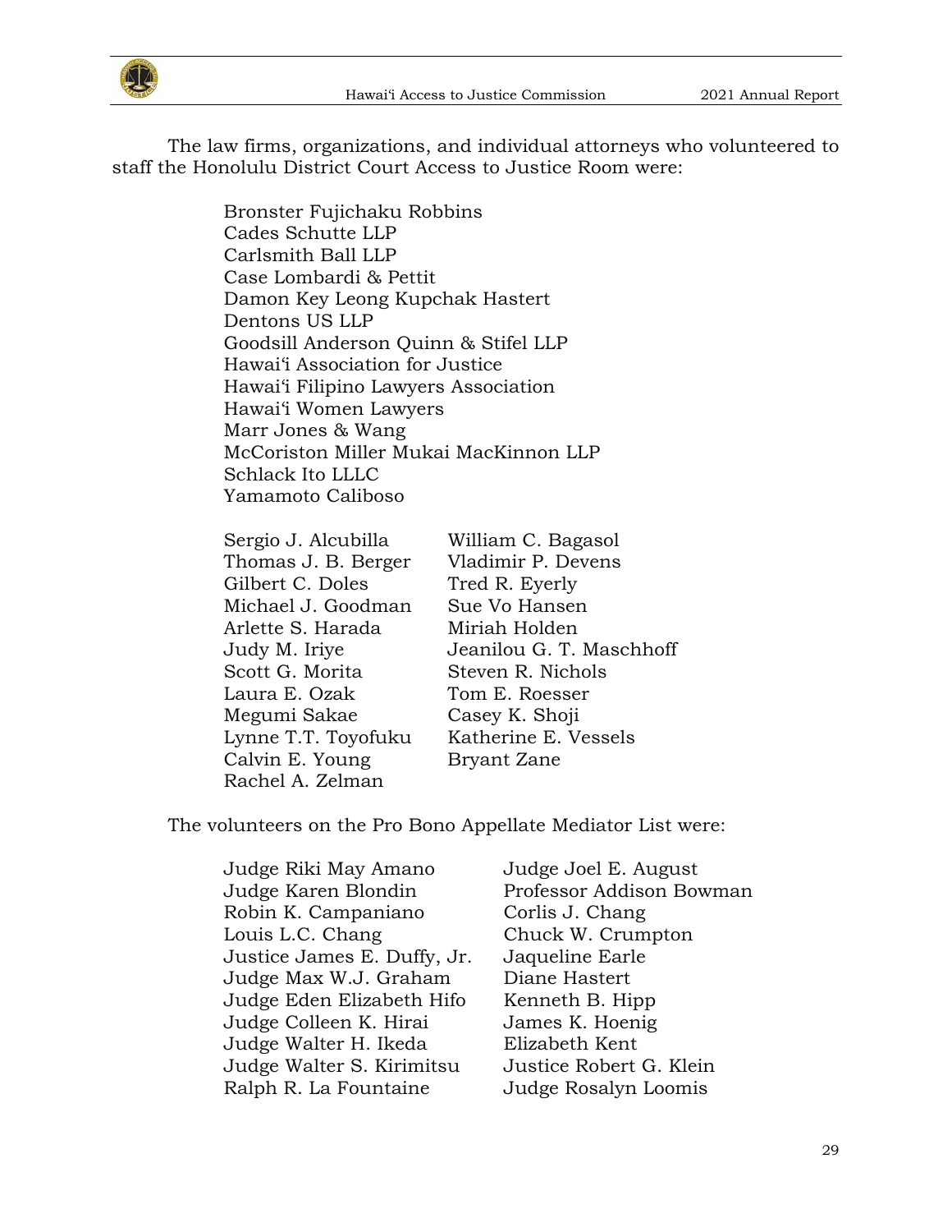The law firms, organizations, and individual attorneys who volunteered to staff the Honolulu District Court Access to Justice Room were:

Bronster Fujichaku Robbins
Cades Schutte LLP
Carlsmith Ball LLP
Case Lombardi & Pettit
Damon Key Leong Kupchak Hastert
Dentons US LLP
Goodsill Anderson Quinn & Stifel LLP
Hawaiʻi Association for Justice
Hawaiʻi Filipino Lawyers Association
Hawaiʻi Women Lawyers
Marr Jones & Wang
McCoriston Miller Mukai MacKinnon LLP
Schlack Ito LLLC
Yamamoto Caliboso

Sergio J. Alcubilla
William C. Bagasol
Thomas J. B. Berger
Vladimir P. Devens
Gilbert C. Doles
Tred R. Eyerly
Michael J. Goodman
Sue Vo Hansen
Arlette S. Harada
Miriah Holden
Judy M. Iriye
Jeanilou G. T. Maschhoff
Scott G. Morita
Steven R. Nichols
Laura E. Ozak
Tom E. Roesser
Megumi Sakae
Casey K. Shoji
Lynne T.T. Toyofuku
Katherine E. Vessels
Calvin E. Young
Bryant Zane
Rachel A. Zelman

The volunteers on the Pro Bono Appellate Mediator List were:

Judge Riki May Amano
Judge Joel E. August
Judge Karen Blondin
Professor Addison Bowman
Robin K. Campaniano
Corlis J. Chang
Louis L.C. Chang
Chuck W. Crumpton
Justice James E. Duffy, Jr.
Jaqueline Earle
Judge Max W.J. Graham
Diane Hastert
Judge Eden Elizabeth Hifo
Kenneth B. Hipp
Judge Colleen K. Hirai
James K. Hoenig
Judge Walter H. Ikeda
Elizabeth Kent
Judge Walter S. Kirimitsu
Justice Robert G. Klein
Ralph R. La Fountaine
Judge Rosalyn Loomis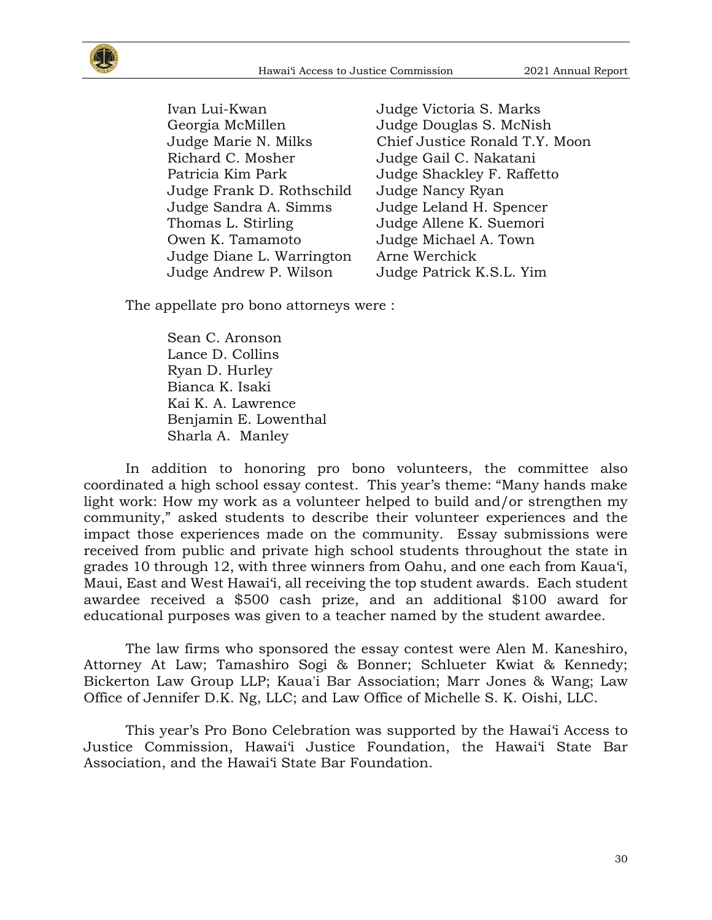Ivan Lui-Kwan
Georgia McMillen
Judge Marie N. Milks
Richard C. Mosher
Patricia Kim Park
Judge Frank D. Rothschild
Judge Sandra A. Simms
Thomas L. Stirling
Owen K. Tamamoto
Judge Diane L. Warrington
Judge Andrew P. Wilson
Judge Victoria S. Marks
Judge Douglas S. McNish
Chief Justice Ronald T.Y. Moon
Judge Gail C. Nakatani
Judge Shackley F. Raffetto
Judge Nancy Ryan
Judge Leland H. Spencer
Judge Allene K. Suemori
Judge Michael A. Town
Arne Werchick
Judge Patrick K.S.L. Yim

The appellate pro bono attorneys were :

Sean C. Aronson
Lance D. Collins
Ryan D. Hurley
Bianca K. Isaki
Kai K. A. Lawrence
Benjamin E. Lowenthal
Sharla A. Manley

In addition to honoring pro bono volunteers, the committee also coordinated a high school essay contest. This year's theme: "Many hands make light work: How my work as a volunteer helped to build and/or strengthen my community," asked students to describe their volunteer experiences and the impact those experiences made on the community. Essay submissions were received from public and private high school students throughout the state in grades 10 through 12, with three winners from Oahu, and one each from Kauaʻi, Maui, East and West Hawaiʻi, all receiving the top student awards. Each student awardee received a $500 cash prize, and an additional $100 award for educational purposes was given to a teacher named by the student awardee.

The law firms who sponsored the essay contest were Alen M. Kaneshiro, Attorney At Law; Tamashiro Sogi & Bonner; Schlueter Kwiat & Kennedy; Bickerton Law Group LLP; Kaua'i Bar Association; Marr Jones & Wang; Law Office of Jennifer D.K. Ng, LLC; and Law Office of Michelle S. K. Oishi, LLC.

This year's Pro Bono Celebration was supported by the Hawaiʻi Access to Justice Commission, Hawaiʻi Justice Foundation, the Hawaiʻi State Bar Association, and the Hawaiʻi State Bar Foundation.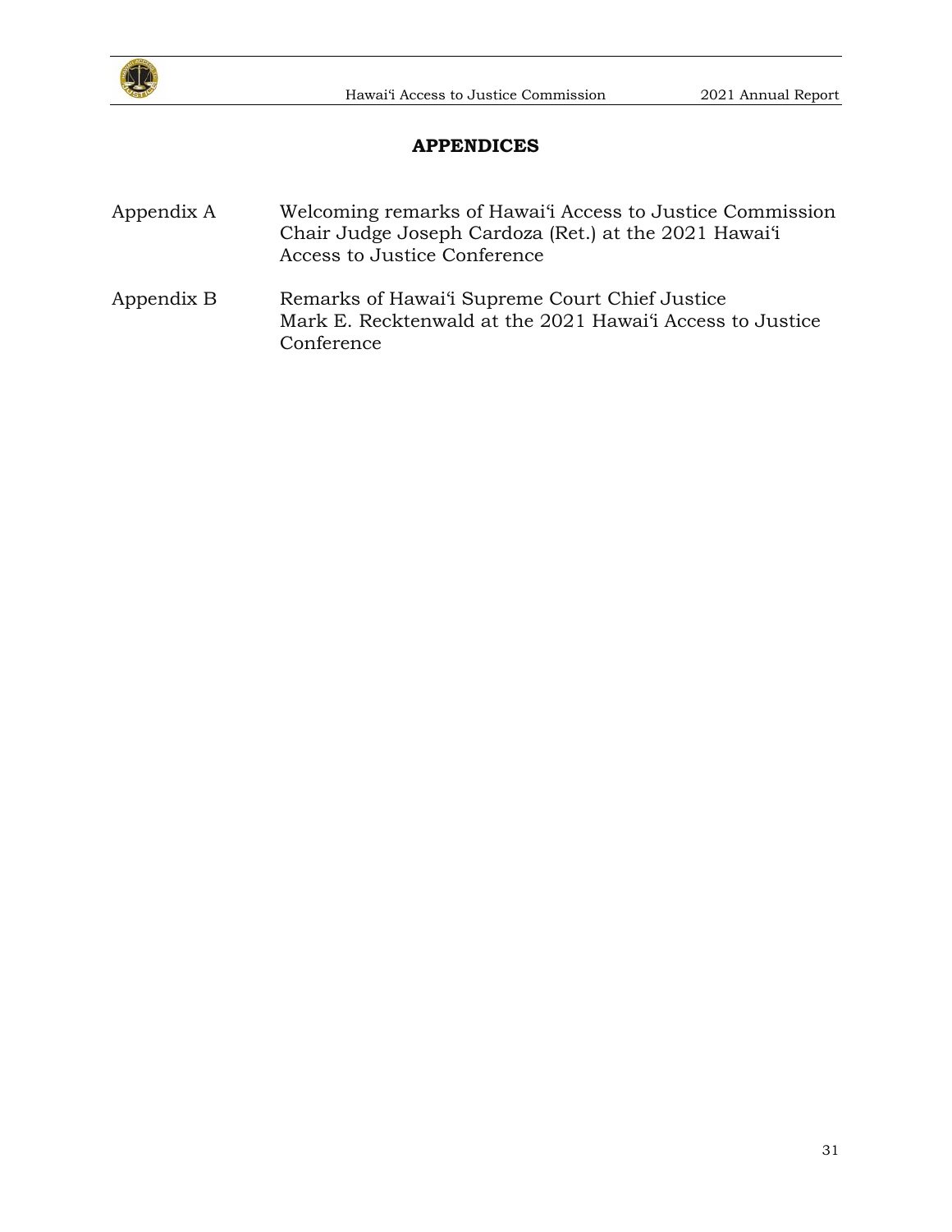## APPENDICES

| | |
|---|---|
| Appendix A | Welcoming remarks of Hawai'i Access to Justice Commission Chair Judge Joseph Cardoza (Ret.) at the 2021 Hawai'i Access to Justice Conference |
| Appendix B | Remarks of Hawai'i Supreme Court Chief Justice Mark E. Recktenwald at the 2021 Hawai'i Access to Justice Conference |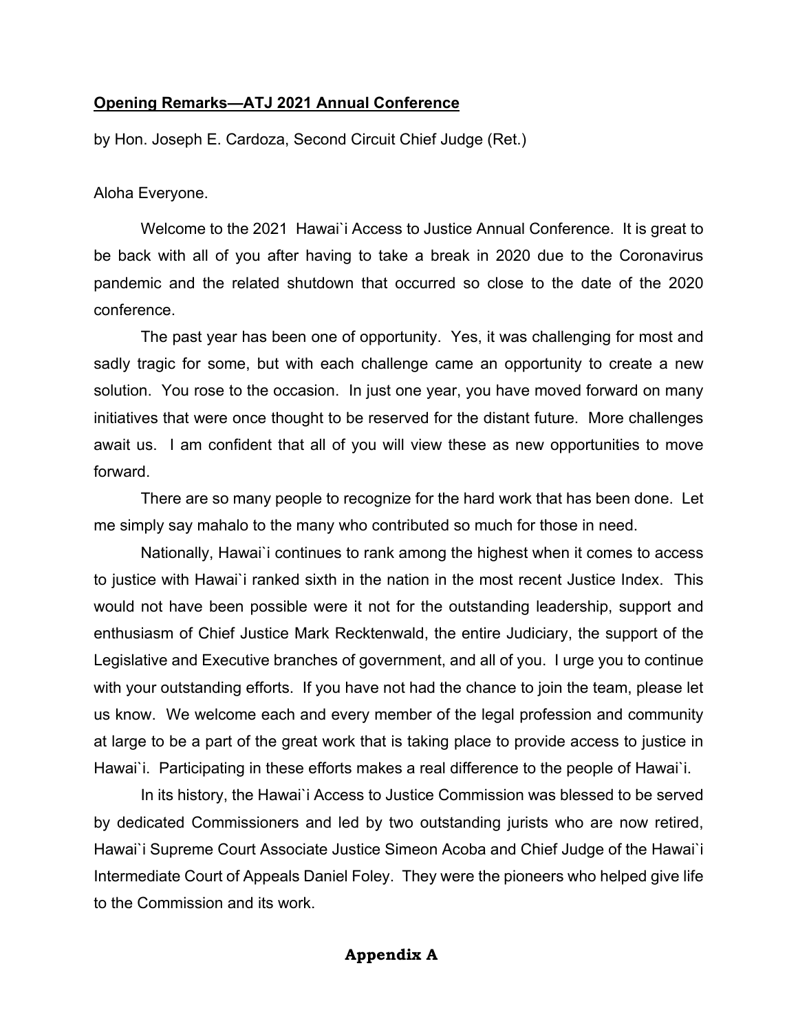**Opening Remarks—ATJ 2021 Annual Conference**

by Hon. Joseph E. Cardoza, Second Circuit Chief Judge (Ret.)

Aloha Everyone.

Welcome to the 2021 Hawai`i Access to Justice Annual Conference. It is great to be back with all of you after having to take a break in 2020 due to the Coronavirus pandemic and the related shutdown that occurred so close to the date of the 2020 conference.

The past year has been one of opportunity. Yes, it was challenging for most and sadly tragic for some, but with each challenge came an opportunity to create a new solution. You rose to the occasion. In just one year, you have moved forward on many initiatives that were once thought to be reserved for the distant future. More challenges await us. I am confident that all of you will view these as new opportunities to move forward.

There are so many people to recognize for the hard work that has been done. Let me simply say mahalo to the many who contributed so much for those in need.

Nationally, Hawai`i continues to rank among the highest when it comes to access to justice with Hawai`i ranked sixth in the nation in the most recent Justice Index. This would not have been possible were it not for the outstanding leadership, support and enthusiasm of Chief Justice Mark Recktenwald, the entire Judiciary, the support of the Legislative and Executive branches of government, and all of you. I urge you to continue with your outstanding efforts. If you have not had the chance to join the team, please let us know. We welcome each and every member of the legal profession and community at large to be a part of the great work that is taking place to provide access to justice in Hawai`i. Participating in these efforts makes a real difference to the people of Hawai`i.

In its history, the Hawai`i Access to Justice Commission was blessed to be served by dedicated Commissioners and led by two outstanding jurists who are now retired, Hawai`i Supreme Court Associate Justice Simeon Acoba and Chief Judge of the Hawai`i Intermediate Court of Appeals Daniel Foley. They were the pioneers who helped give life to the Commission and its work.

**Appendix A**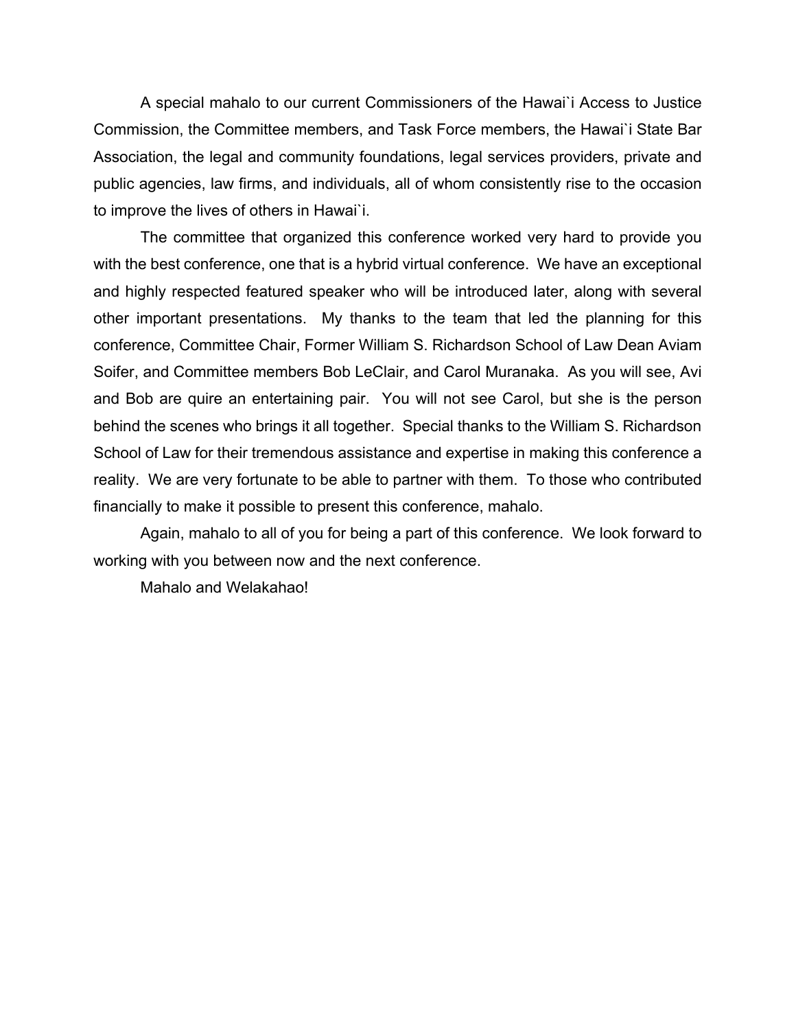A special mahalo to our current Commissioners of the Hawai`i Access to Justice Commission, the Committee members, and Task Force members, the Hawai`i State Bar Association, the legal and community foundations, legal services providers, private and public agencies, law firms, and individuals, all of whom consistently rise to the occasion to improve the lives of others in Hawai`i.

The committee that organized this conference worked very hard to provide you with the best conference, one that is a hybrid virtual conference. We have an exceptional and highly respected featured speaker who will be introduced later, along with several other important presentations. My thanks to the team that led the planning for this conference, Committee Chair, Former William S. Richardson School of Law Dean Aviam Soifer, and Committee members Bob LeClair, and Carol Muranaka. As you will see, Avi and Bob are quire an entertaining pair. You will not see Carol, but she is the person behind the scenes who brings it all together. Special thanks to the William S. Richardson School of Law for their tremendous assistance and expertise in making this conference a reality. We are very fortunate to be able to partner with them. To those who contributed financially to make it possible to present this conference, mahalo.

Again, mahalo to all of you for being a part of this conference. We look forward to working with you between now and the next conference.

Mahalo and Welakahao!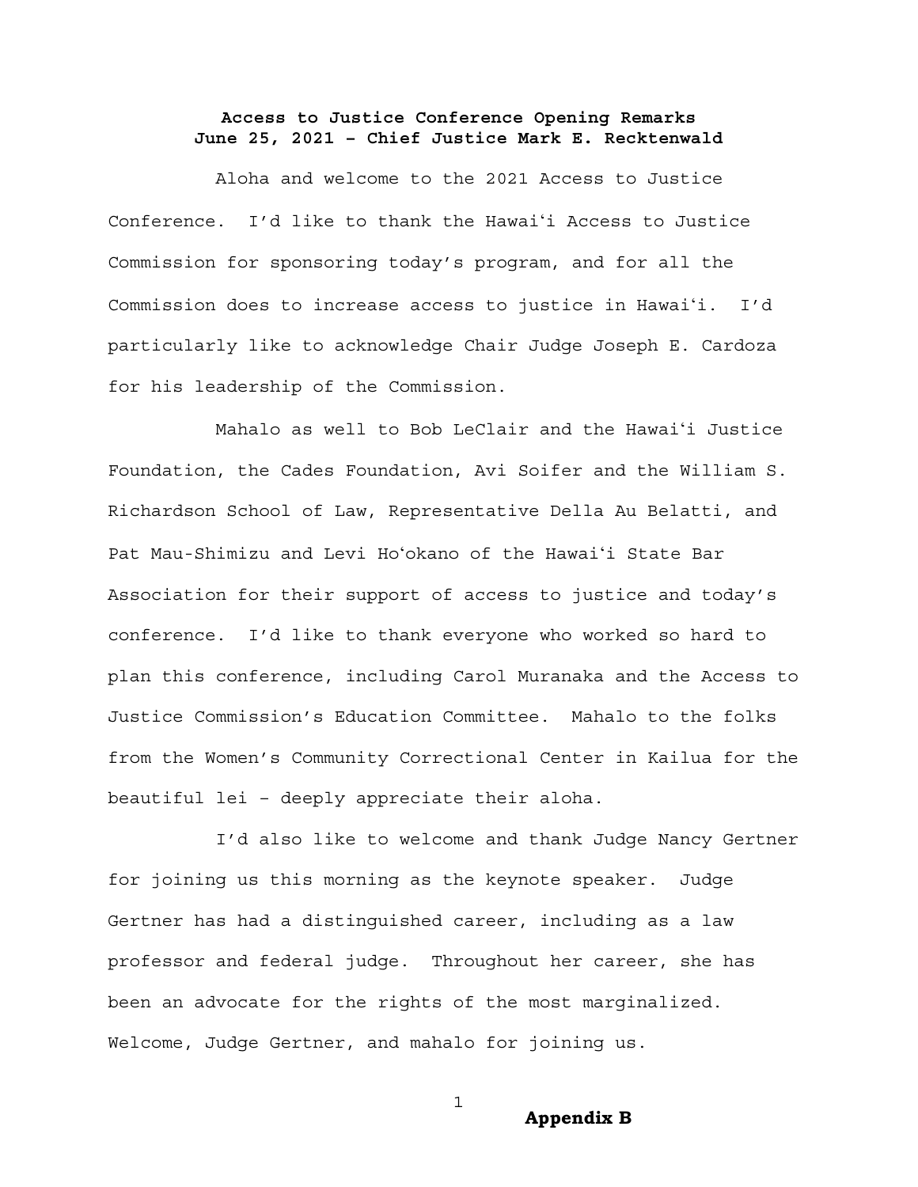**Access to Justice Conference Opening Remarks**
**June 25, 2021 – Chief Justice Mark E. Recktenwald**

Aloha and welcome to the 2021 Access to Justice Conference. I'd like to thank the Hawaiʻi Access to Justice Commission for sponsoring today's program, and for all the Commission does to increase access to justice in Hawaiʻi. I'd particularly like to acknowledge Chair Judge Joseph E. Cardoza for his leadership of the Commission.

Mahalo as well to Bob LeClair and the Hawaiʻi Justice Foundation, the Cades Foundation, Avi Soifer and the William S. Richardson School of Law, Representative Della Au Belatti, and Pat Mau-Shimizu and Levi Hoʻokano of the Hawaiʻi State Bar Association for their support of access to justice and today's conference. I'd like to thank everyone who worked so hard to plan this conference, including Carol Muranaka and the Access to Justice Commission's Education Committee. Mahalo to the folks from the Women's Community Correctional Center in Kailua for the beautiful lei – deeply appreciate their aloha.

I'd also like to welcome and thank Judge Nancy Gertner for joining us this morning as the keynote speaker. Judge Gertner has had a distinguished career, including as a law professor and federal judge. Throughout her career, she has been an advocate for the rights of the most marginalized. Welcome, Judge Gertner, and mahalo for joining us.

**Appendix B**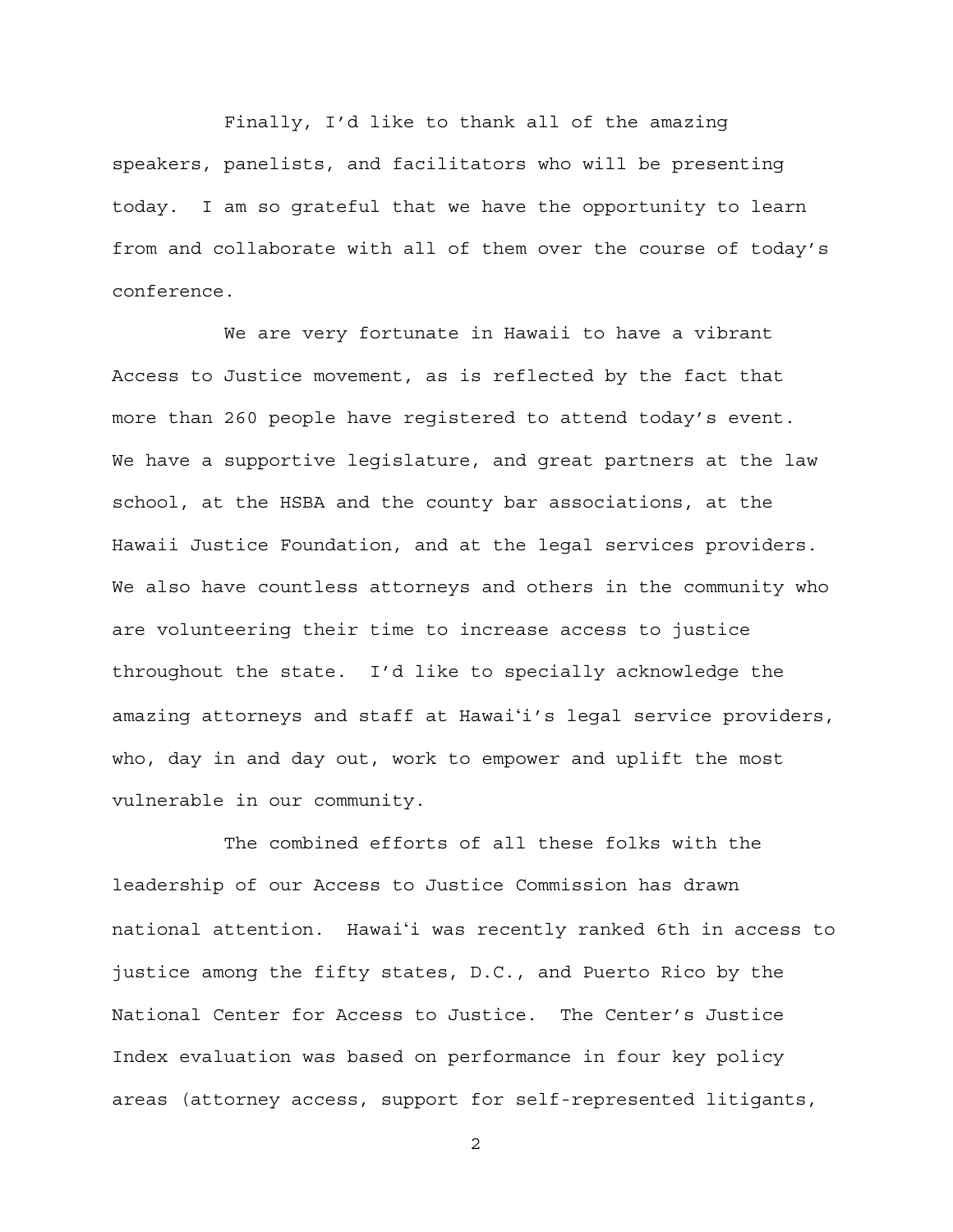Finally, I'd like to thank all of the amazing speakers, panelists, and facilitators who will be presenting today. I am so grateful that we have the opportunity to learn from and collaborate with all of them over the course of today's conference.

We are very fortunate in Hawaii to have a vibrant Access to Justice movement, as is reflected by the fact that more than 260 people have registered to attend today's event. We have a supportive legislature, and great partners at the law school, at the HSBA and the county bar associations, at the Hawaii Justice Foundation, and at the legal services providers. We also have countless attorneys and others in the community who are volunteering their time to increase access to justice throughout the state. I'd like to specially acknowledge the amazing attorneys and staff at Hawaiʻi's legal service providers, who, day in and day out, work to empower and uplift the most vulnerable in our community.

The combined efforts of all these folks with the leadership of our Access to Justice Commission has drawn national attention. Hawaiʻi was recently ranked 6th in access to justice among the fifty states, D.C., and Puerto Rico by the National Center for Access to Justice. The Center's Justice Index evaluation was based on performance in four key policy areas (attorney access, support for self-represented litigants,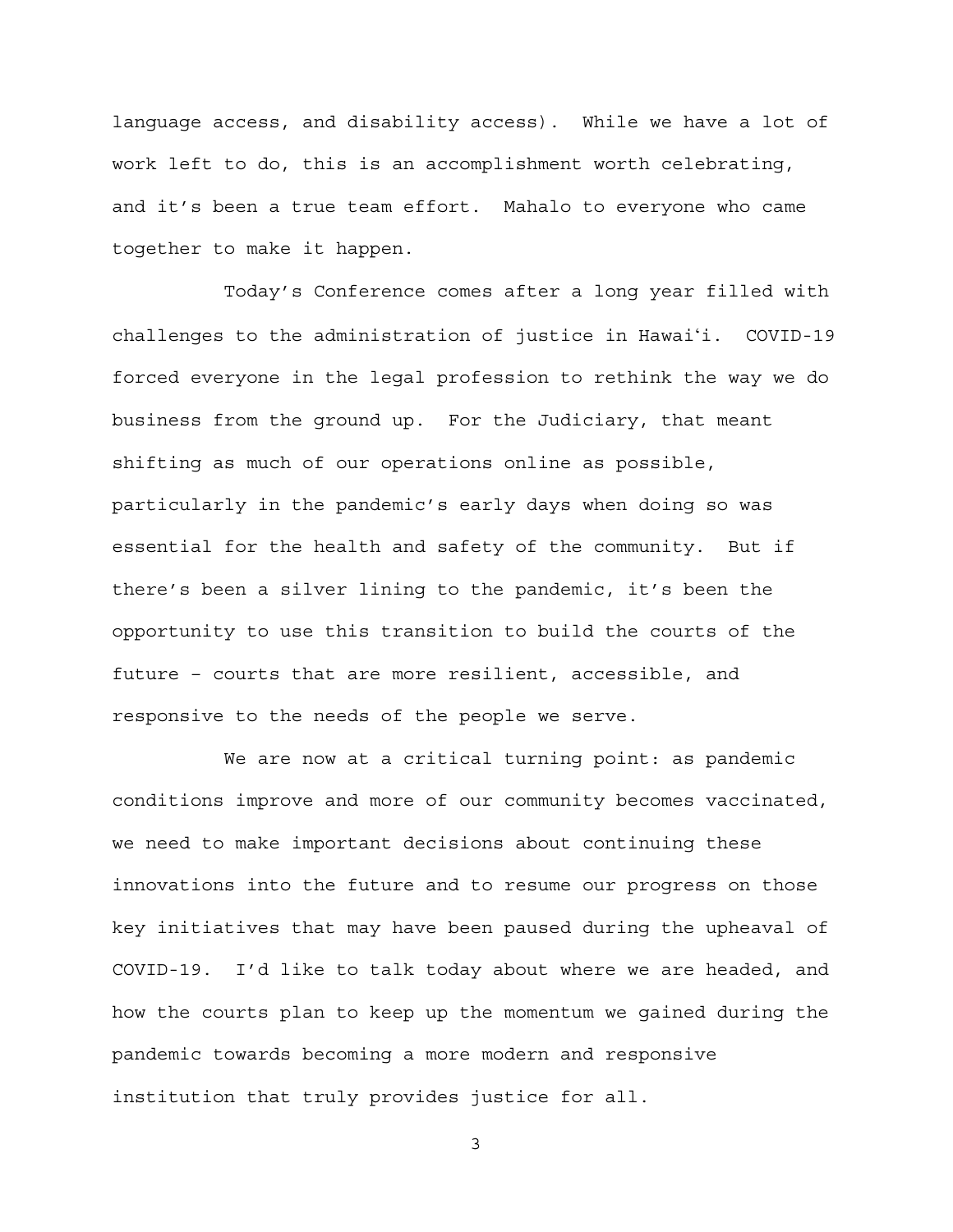language access, and disability access). While we have a lot of work left to do, this is an accomplishment worth celebrating, and it's been a true team effort. Mahalo to everyone who came together to make it happen.

Today's Conference comes after a long year filled with challenges to the administration of justice in Hawaiʻi. COVID-19 forced everyone in the legal profession to rethink the way we do business from the ground up. For the Judiciary, that meant shifting as much of our operations online as possible, particularly in the pandemic's early days when doing so was essential for the health and safety of the community. But if there's been a silver lining to the pandemic, it's been the opportunity to use this transition to build the courts of the future – courts that are more resilient, accessible, and responsive to the needs of the people we serve.

We are now at a critical turning point: as pandemic conditions improve and more of our community becomes vaccinated, we need to make important decisions about continuing these innovations into the future and to resume our progress on those key initiatives that may have been paused during the upheaval of COVID-19. I'd like to talk today about where we are headed, and how the courts plan to keep up the momentum we gained during the pandemic towards becoming a more modern and responsive institution that truly provides justice for all.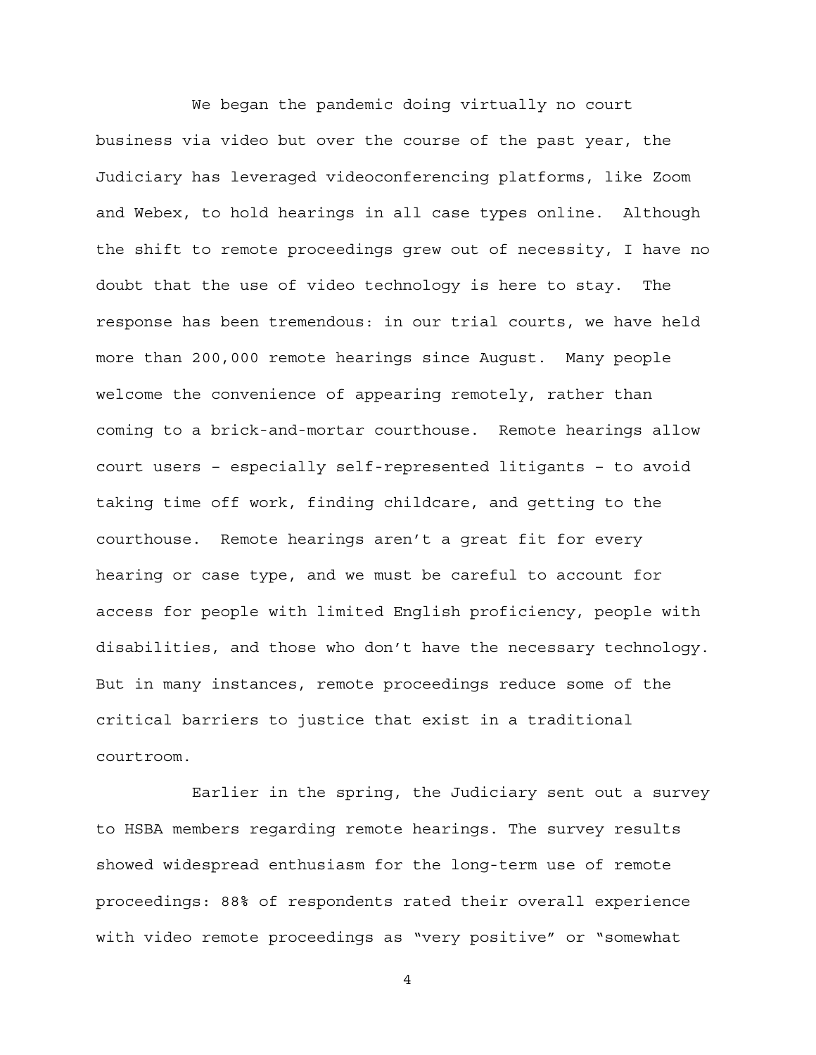We began the pandemic doing virtually no court business via video but over the course of the past year, the Judiciary has leveraged videoconferencing platforms, like Zoom and Webex, to hold hearings in all case types online. Although the shift to remote proceedings grew out of necessity, I have no doubt that the use of video technology is here to stay. The response has been tremendous: in our trial courts, we have held more than 200,000 remote hearings since August. Many people welcome the convenience of appearing remotely, rather than coming to a brick-and-mortar courthouse. Remote hearings allow court users – especially self-represented litigants – to avoid taking time off work, finding childcare, and getting to the courthouse. Remote hearings aren't a great fit for every hearing or case type, and we must be careful to account for access for people with limited English proficiency, people with disabilities, and those who don't have the necessary technology. But in many instances, remote proceedings reduce some of the critical barriers to justice that exist in a traditional courtroom.

Earlier in the spring, the Judiciary sent out a survey to HSBA members regarding remote hearings. The survey results showed widespread enthusiasm for the long-term use of remote proceedings: 88% of respondents rated their overall experience with video remote proceedings as "very positive" or "somewhat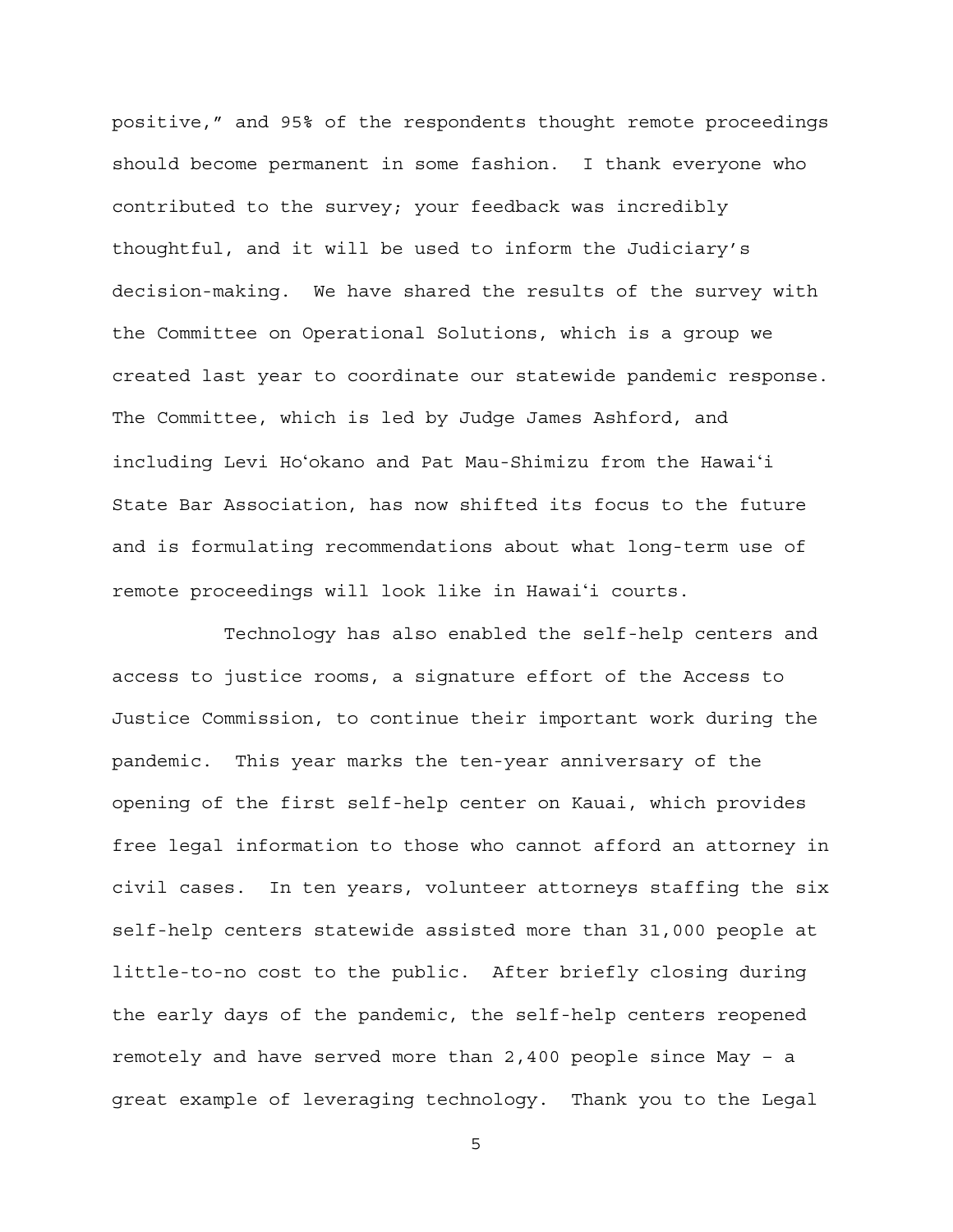positive," and 95% of the respondents thought remote proceedings should become permanent in some fashion. I thank everyone who contributed to the survey; your feedback was incredibly thoughtful, and it will be used to inform the Judiciary's decision-making. We have shared the results of the survey with the Committee on Operational Solutions, which is a group we created last year to coordinate our statewide pandemic response. The Committee, which is led by Judge James Ashford, and including Levi Hoʻokano and Pat Mau-Shimizu from the Hawaiʻi State Bar Association, has now shifted its focus to the future and is formulating recommendations about what long-term use of remote proceedings will look like in Hawaiʻi courts.

Technology has also enabled the self-help centers and access to justice rooms, a signature effort of the Access to Justice Commission, to continue their important work during the pandemic. This year marks the ten-year anniversary of the opening of the first self-help center on Kauai, which provides free legal information to those who cannot afford an attorney in civil cases. In ten years, volunteer attorneys staffing the six self-help centers statewide assisted more than 31,000 people at little-to-no cost to the public. After briefly closing during the early days of the pandemic, the self-help centers reopened remotely and have served more than 2,400 people since May – a great example of leveraging technology. Thank you to the Legal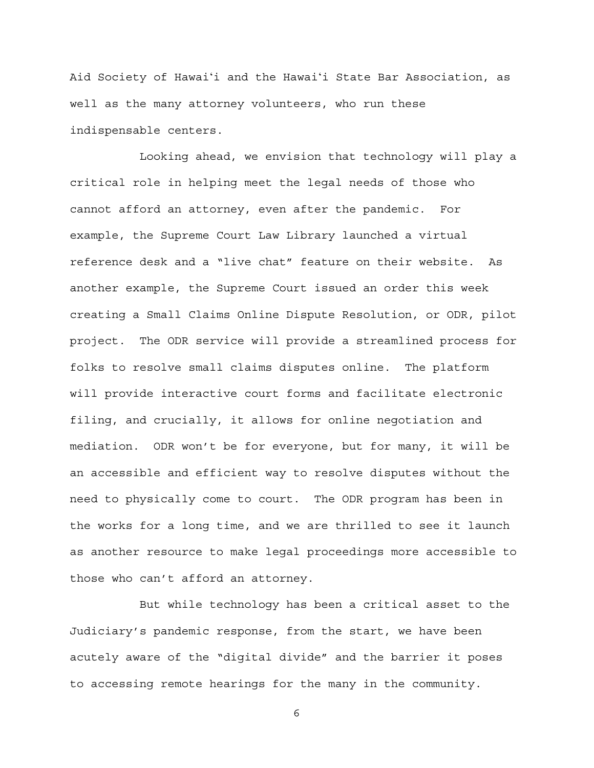Aid Society of Hawaiʻi and the Hawaiʻi State Bar Association, as well as the many attorney volunteers, who run these indispensable centers.

Looking ahead, we envision that technology will play a critical role in helping meet the legal needs of those who cannot afford an attorney, even after the pandemic. For example, the Supreme Court Law Library launched a virtual reference desk and a "live chat" feature on their website. As another example, the Supreme Court issued an order this week creating a Small Claims Online Dispute Resolution, or ODR, pilot project. The ODR service will provide a streamlined process for folks to resolve small claims disputes online. The platform will provide interactive court forms and facilitate electronic filing, and crucially, it allows for online negotiation and mediation. ODR won't be for everyone, but for many, it will be an accessible and efficient way to resolve disputes without the need to physically come to court. The ODR program has been in the works for a long time, and we are thrilled to see it launch as another resource to make legal proceedings more accessible to those who can't afford an attorney.

But while technology has been a critical asset to the Judiciary's pandemic response, from the start, we have been acutely aware of the "digital divide" and the barrier it poses to accessing remote hearings for the many in the community.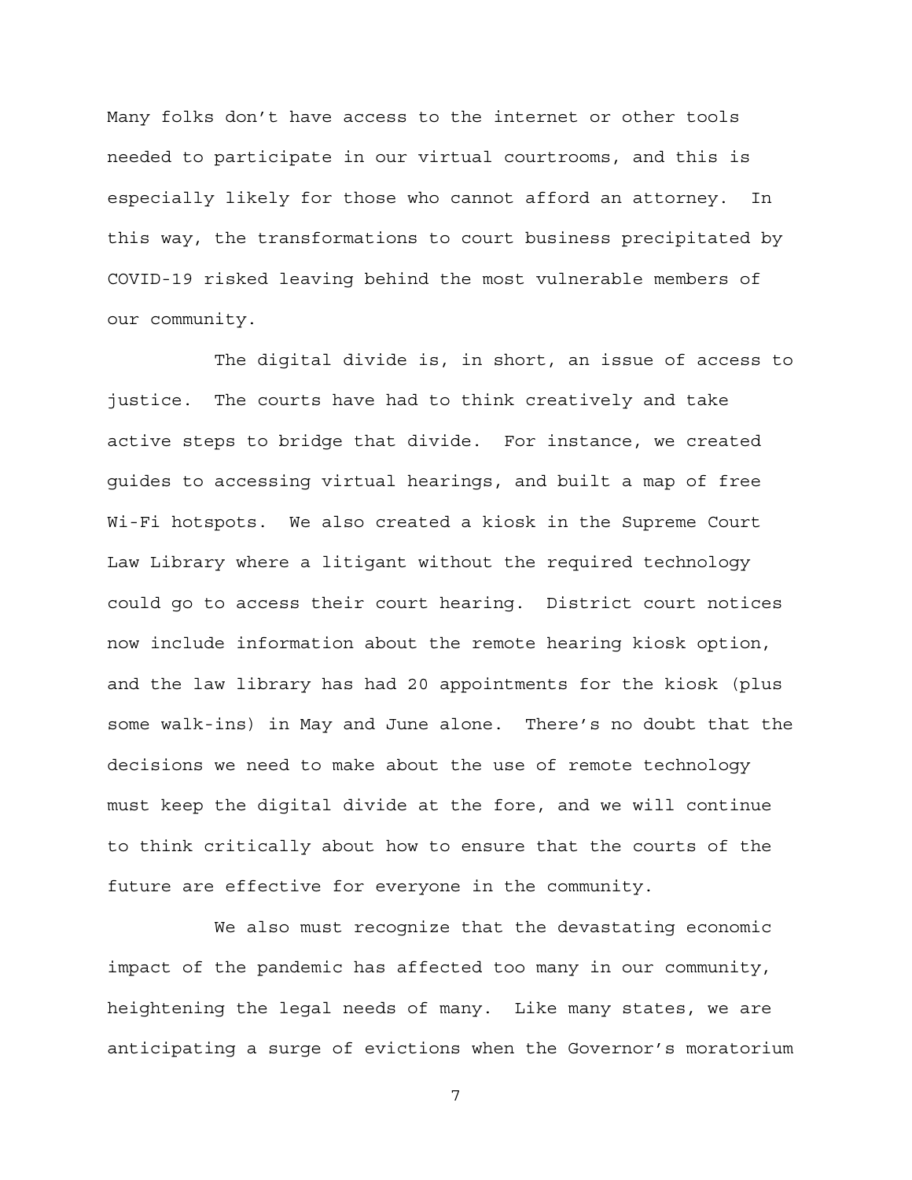Many folks don't have access to the internet or other tools needed to participate in our virtual courtrooms, and this is especially likely for those who cannot afford an attorney. In this way, the transformations to court business precipitated by COVID-19 risked leaving behind the most vulnerable members of our community.

The digital divide is, in short, an issue of access to justice. The courts have had to think creatively and take active steps to bridge that divide. For instance, we created guides to accessing virtual hearings, and built a map of free Wi-Fi hotspots. We also created a kiosk in the Supreme Court Law Library where a litigant without the required technology could go to access their court hearing. District court notices now include information about the remote hearing kiosk option, and the law library has had 20 appointments for the kiosk (plus some walk-ins) in May and June alone. There's no doubt that the decisions we need to make about the use of remote technology must keep the digital divide at the fore, and we will continue to think critically about how to ensure that the courts of the future are effective for everyone in the community.

We also must recognize that the devastating economic impact of the pandemic has affected too many in our community, heightening the legal needs of many. Like many states, we are anticipating a surge of evictions when the Governor's moratorium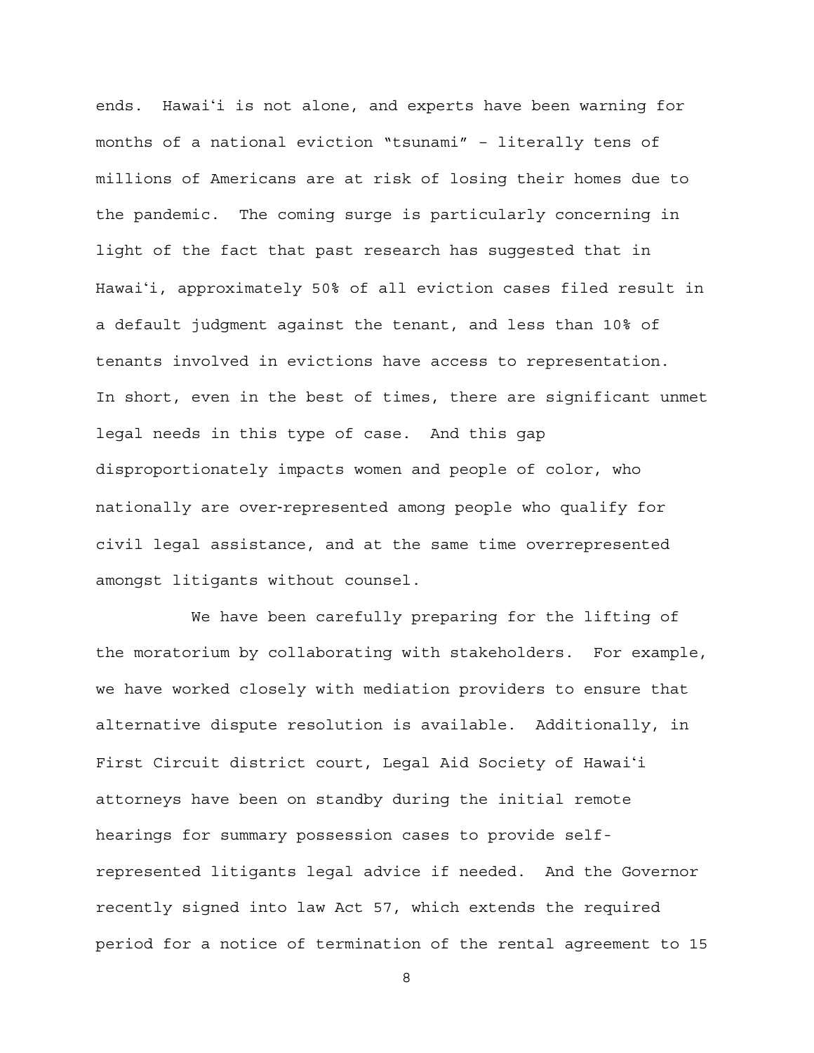ends. Hawaiʻi is not alone, and experts have been warning for months of a national eviction "tsunami" – literally tens of millions of Americans are at risk of losing their homes due to the pandemic. The coming surge is particularly concerning in light of the fact that past research has suggested that in Hawaiʻi, approximately 50% of all eviction cases filed result in a default judgment against the tenant, and less than 10% of tenants involved in evictions have access to representation. In short, even in the best of times, there are significant unmet legal needs in this type of case. And this gap disproportionately impacts women and people of color, who nationally are over-represented among people who qualify for civil legal assistance, and at the same time overrepresented amongst litigants without counsel.

We have been carefully preparing for the lifting of the moratorium by collaborating with stakeholders. For example, we have worked closely with mediation providers to ensure that alternative dispute resolution is available. Additionally, in First Circuit district court, Legal Aid Society of Hawaiʻi attorneys have been on standby during the initial remote hearings for summary possession cases to provide self-represented litigants legal advice if needed. And the Governor recently signed into law Act 57, which extends the required period for a notice of termination of the rental agreement to 15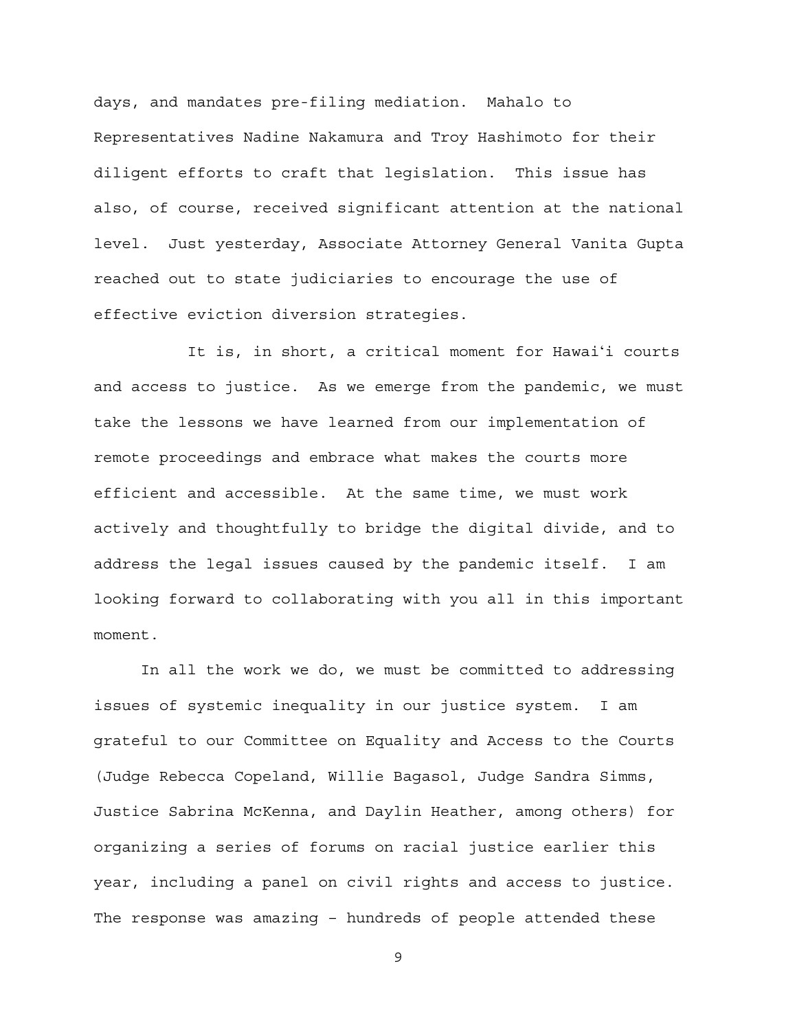days, and mandates pre-filing mediation. Mahalo to Representatives Nadine Nakamura and Troy Hashimoto for their diligent efforts to craft that legislation. This issue has also, of course, received significant attention at the national level. Just yesterday, Associate Attorney General Vanita Gupta reached out to state judiciaries to encourage the use of effective eviction diversion strategies.

It is, in short, a critical moment for Hawaiʻi courts and access to justice. As we emerge from the pandemic, we must take the lessons we have learned from our implementation of remote proceedings and embrace what makes the courts more efficient and accessible. At the same time, we must work actively and thoughtfully to bridge the digital divide, and to address the legal issues caused by the pandemic itself. I am looking forward to collaborating with you all in this important moment.

In all the work we do, we must be committed to addressing issues of systemic inequality in our justice system. I am grateful to our Committee on Equality and Access to the Courts (Judge Rebecca Copeland, Willie Bagasol, Judge Sandra Simms, Justice Sabrina McKenna, and Daylin Heather, among others) for organizing a series of forums on racial justice earlier this year, including a panel on civil rights and access to justice. The response was amazing – hundreds of people attended these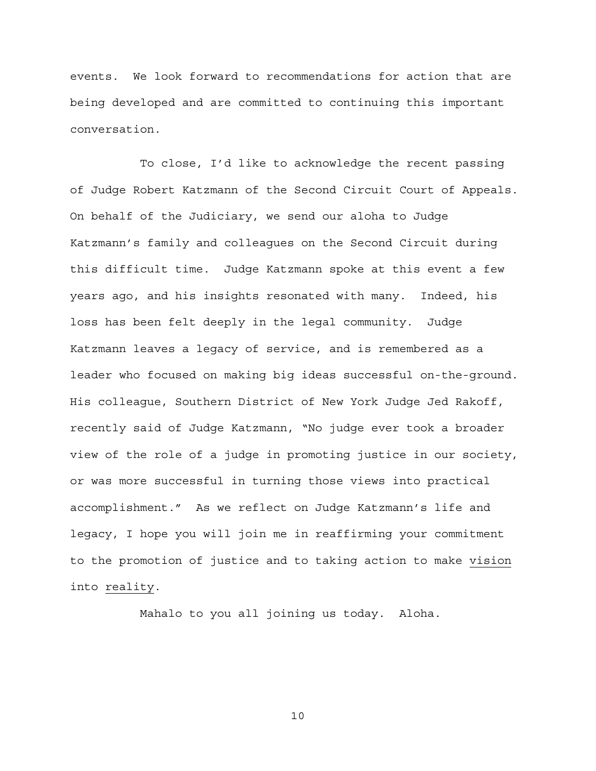events. We look forward to recommendations for action that are being developed and are committed to continuing this important conversation.

To close, I'd like to acknowledge the recent passing of Judge Robert Katzmann of the Second Circuit Court of Appeals. On behalf of the Judiciary, we send our aloha to Judge Katzmann's family and colleagues on the Second Circuit during this difficult time. Judge Katzmann spoke at this event a few years ago, and his insights resonated with many. Indeed, his loss has been felt deeply in the legal community. Judge Katzmann leaves a legacy of service, and is remembered as a leader who focused on making big ideas successful on-the-ground. His colleague, Southern District of New York Judge Jed Rakoff, recently said of Judge Katzmann, "No judge ever took a broader view of the role of a judge in promoting justice in our society, or was more successful in turning those views into practical accomplishment." As we reflect on Judge Katzmann's life and legacy, I hope you will join me in reaffirming your commitment to the promotion of justice and to taking action to make <u>vision</u> into <u>reality</u>.

Mahalo to you all joining us today. Aloha.